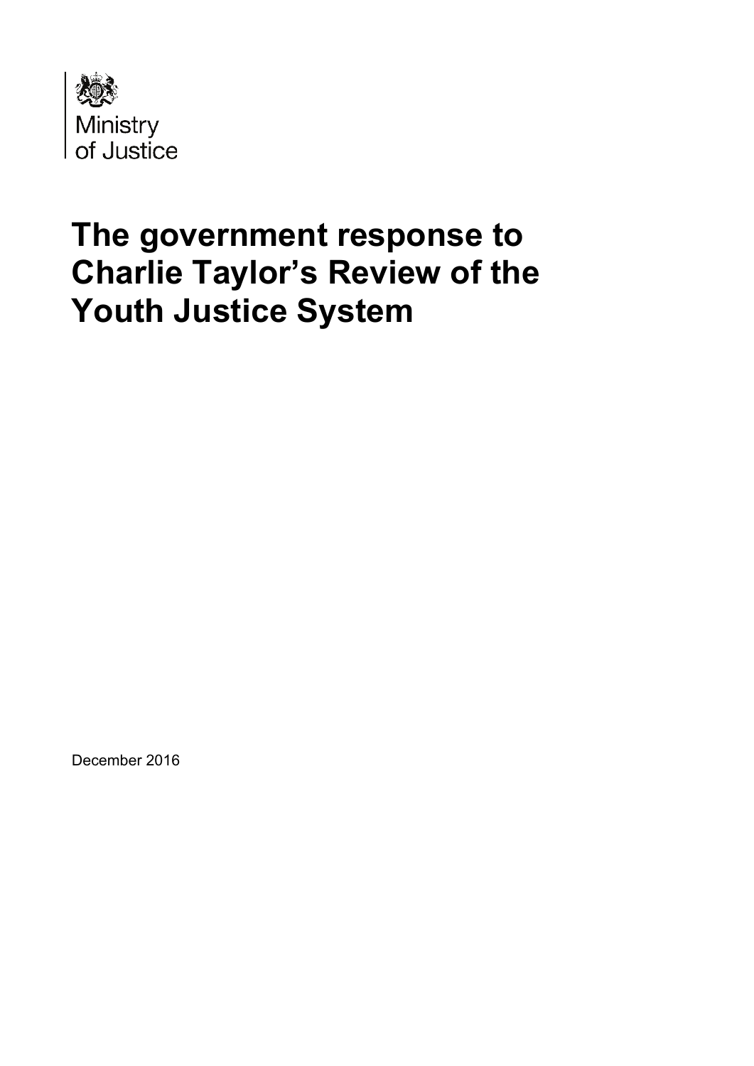Ministry of Justice

# The government response to Charlie Taylor's Review of the Youth Justice System

December 2016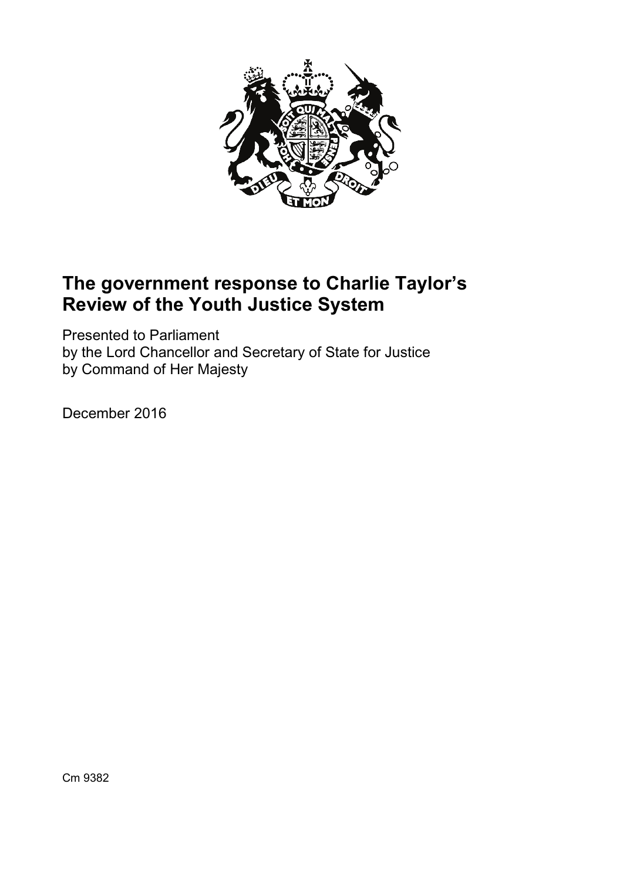# The government response to Charlie Taylor's Review of the Youth Justice System

Presented to Parliament
by the Lord Chancellor and Secretary of State for Justice
by Command of Her Majesty

December 2016

Cm 9382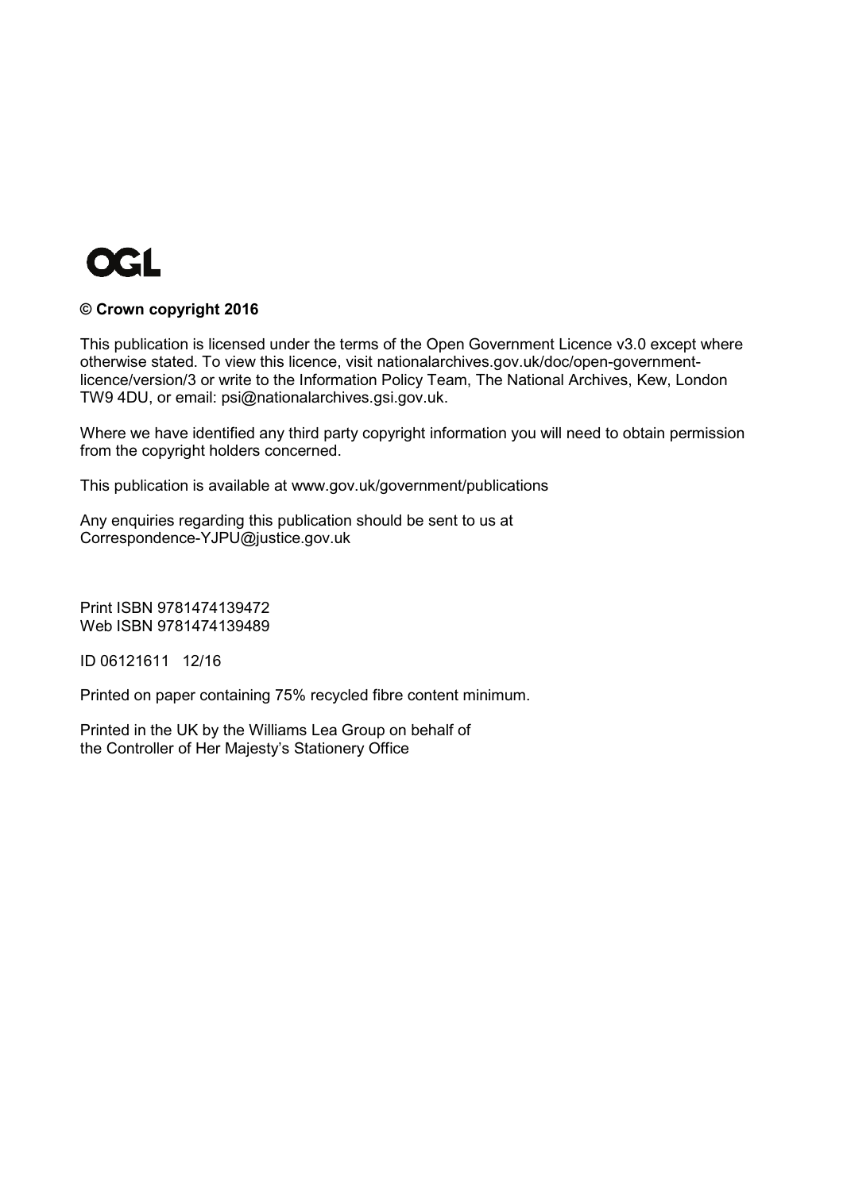OGL

**© Crown copyright 2016**

This publication is licensed under the terms of the Open Government Licence v3.0 except where otherwise stated. To view this licence, visit nationalarchives.gov.uk/doc/open-government-licence/version/3 or write to the Information Policy Team, The National Archives, Kew, London TW9 4DU, or email: psi@nationalarchives.gsi.gov.uk.

Where we have identified any third party copyright information you will need to obtain permission from the copyright holders concerned.

This publication is available at www.gov.uk/government/publications

Any enquiries regarding this publication should be sent to us at Correspondence-YJPU@justice.gov.uk

Print ISBN 9781474139472
Web ISBN 9781474139489

ID 06121611 12/16

Printed on paper containing 75% recycled fibre content minimum.

Printed in the UK by the Williams Lea Group on behalf of
the Controller of Her Majesty's Stationery Office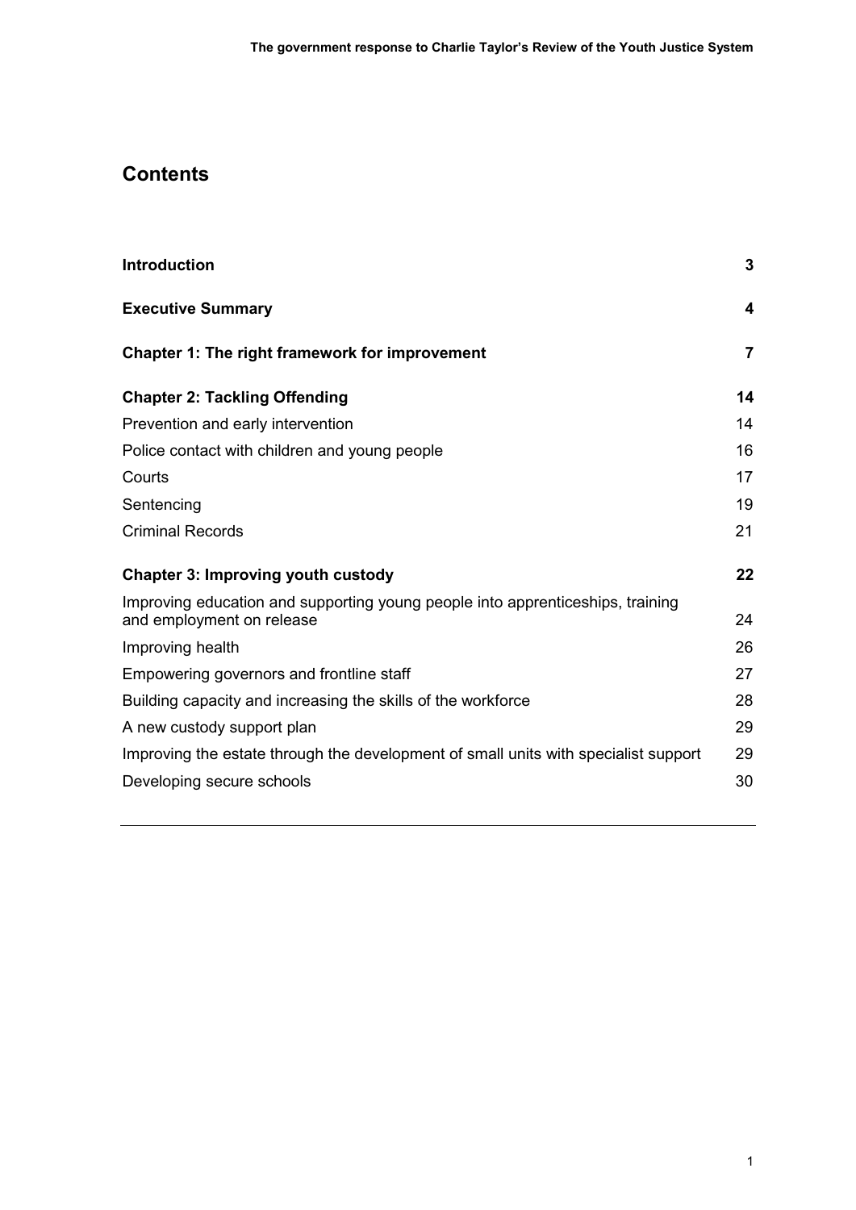## Contents

| | |
|---|---|
| **Introduction** | **3** |
| **Executive Summary** | **4** |
| **Chapter 1: The right framework for improvement** | **7** |
| **Chapter 2: Tackling Offending** | **14** |
| Prevention and early intervention | 14 |
| Police contact with children and young people | 16 |
| Courts | 17 |
| Sentencing | 19 |
| Criminal Records | 21 |
| **Chapter 3: Improving youth custody** | **22** |
| Improving education and supporting young people into apprenticeships, training and employment on release | 24 |
| Improving health | 26 |
| Empowering governors and frontline staff | 27 |
| Building capacity and increasing the skills of the workforce | 28 |
| A new custody support plan | 29 |
| Improving the estate through the development of small units with specialist support | 29 |
| Developing secure schools | 30 |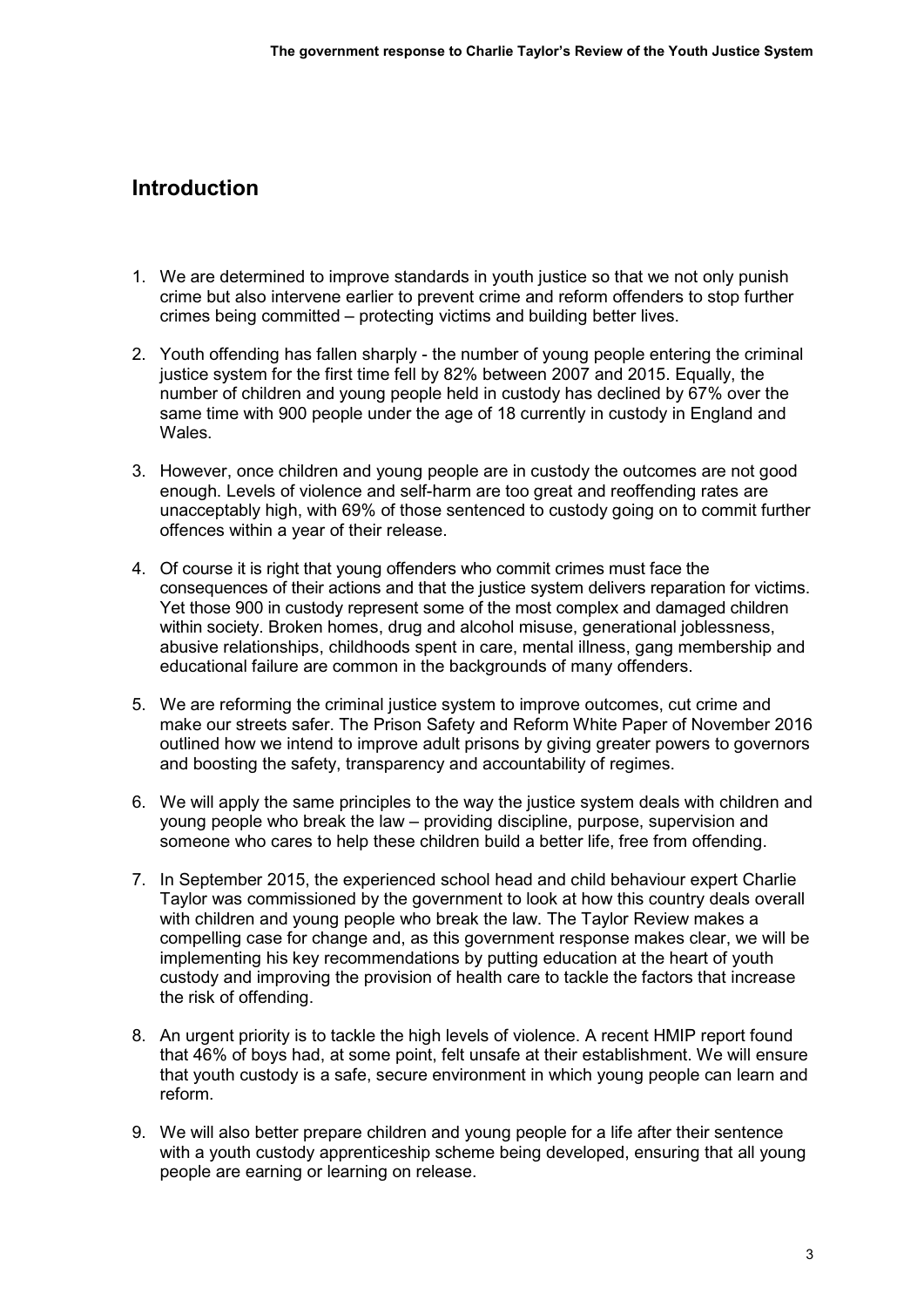## Introduction

1. We are determined to improve standards in youth justice so that we not only punish crime but also intervene earlier to prevent crime and reform offenders to stop further crimes being committed – protecting victims and building better lives.

2. Youth offending has fallen sharply - the number of young people entering the criminal justice system for the first time fell by 82% between 2007 and 2015. Equally, the number of children and young people held in custody has declined by 67% over the same time with 900 people under the age of 18 currently in custody in England and Wales.

3. However, once children and young people are in custody the outcomes are not good enough. Levels of violence and self-harm are too great and reoffending rates are unacceptably high, with 69% of those sentenced to custody going on to commit further offences within a year of their release.

4. Of course it is right that young offenders who commit crimes must face the consequences of their actions and that the justice system delivers reparation for victims. Yet those 900 in custody represent some of the most complex and damaged children within society. Broken homes, drug and alcohol misuse, generational joblessness, abusive relationships, childhoods spent in care, mental illness, gang membership and educational failure are common in the backgrounds of many offenders.

5. We are reforming the criminal justice system to improve outcomes, cut crime and make our streets safer. The Prison Safety and Reform White Paper of November 2016 outlined how we intend to improve adult prisons by giving greater powers to governors and boosting the safety, transparency and accountability of regimes.

6. We will apply the same principles to the way the justice system deals with children and young people who break the law – providing discipline, purpose, supervision and someone who cares to help these children build a better life, free from offending.

7. In September 2015, the experienced school head and child behaviour expert Charlie Taylor was commissioned by the government to look at how this country deals overall with children and young people who break the law. The Taylor Review makes a compelling case for change and, as this government response makes clear, we will be implementing his key recommendations by putting education at the heart of youth custody and improving the provision of health care to tackle the factors that increase the risk of offending.

8. An urgent priority is to tackle the high levels of violence. A recent HMIP report found that 46% of boys had, at some point, felt unsafe at their establishment. We will ensure that youth custody is a safe, secure environment in which young people can learn and reform.

9. We will also better prepare children and young people for a life after their sentence with a youth custody apprenticeship scheme being developed, ensuring that all young people are earning or learning on release.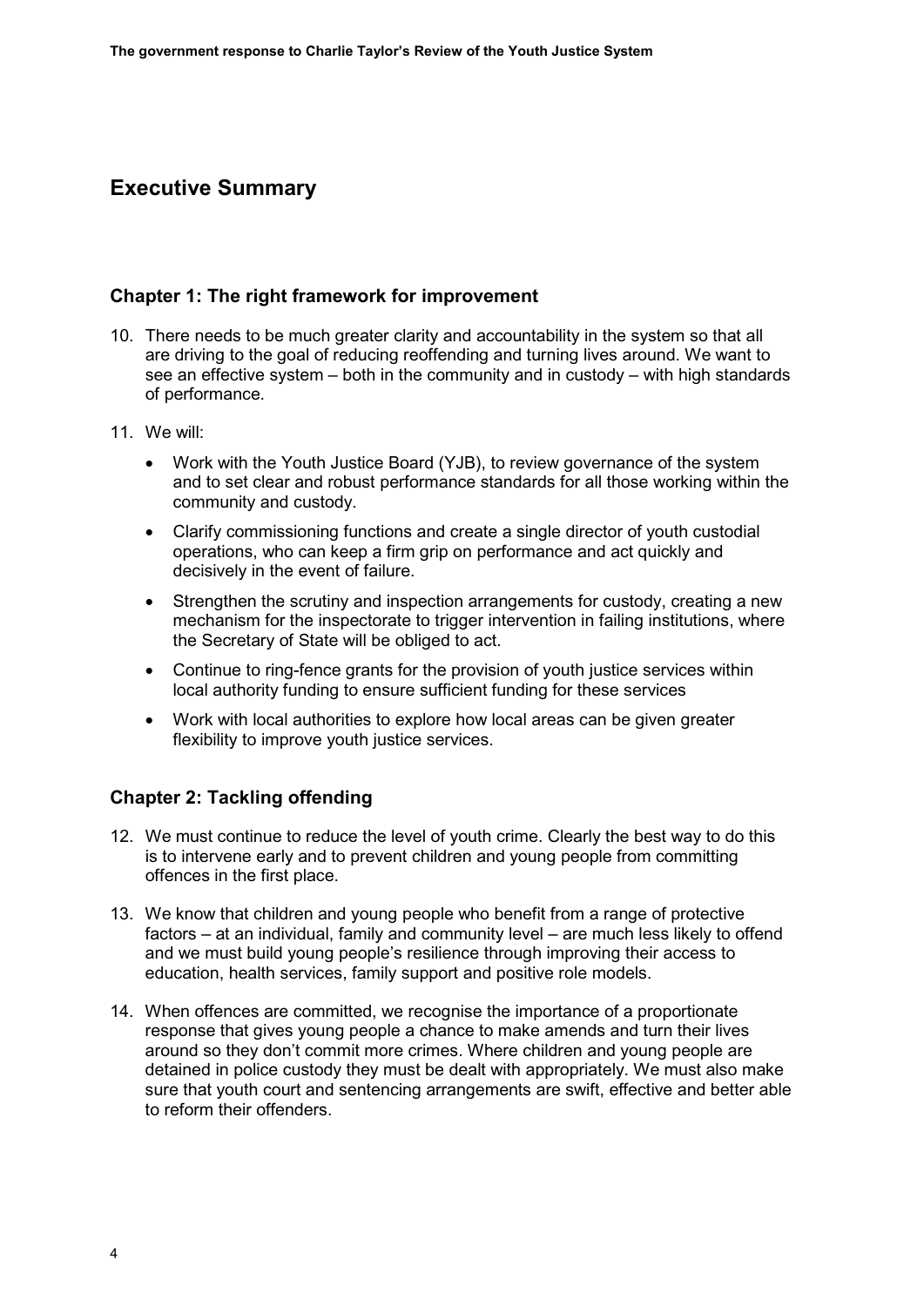## Executive Summary

### Chapter 1: The right framework for improvement

10. There needs to be much greater clarity and accountability in the system so that all are driving to the goal of reducing reoffending and turning lives around. We want to see an effective system – both in the community and in custody – with high standards of performance.

11. We will:

    - Work with the Youth Justice Board (YJB), to review governance of the system and to set clear and robust performance standards for all those working within the community and custody.
    - Clarify commissioning functions and create a single director of youth custodial operations, who can keep a firm grip on performance and act quickly and decisively in the event of failure.
    - Strengthen the scrutiny and inspection arrangements for custody, creating a new mechanism for the inspectorate to trigger intervention in failing institutions, where the Secretary of State will be obliged to act.
    - Continue to ring-fence grants for the provision of youth justice services within local authority funding to ensure sufficient funding for these services
    - Work with local authorities to explore how local areas can be given greater flexibility to improve youth justice services.

### Chapter 2: Tackling offending

12. We must continue to reduce the level of youth crime. Clearly the best way to do this is to intervene early and to prevent children and young people from committing offences in the first place.

13. We know that children and young people who benefit from a range of protective factors – at an individual, family and community level – are much less likely to offend and we must build young people's resilience through improving their access to education, health services, family support and positive role models.

14. When offences are committed, we recognise the importance of a proportionate response that gives young people a chance to make amends and turn their lives around so they don't commit more crimes. Where children and young people are detained in police custody they must be dealt with appropriately. We must also make sure that youth court and sentencing arrangements are swift, effective and better able to reform their offenders.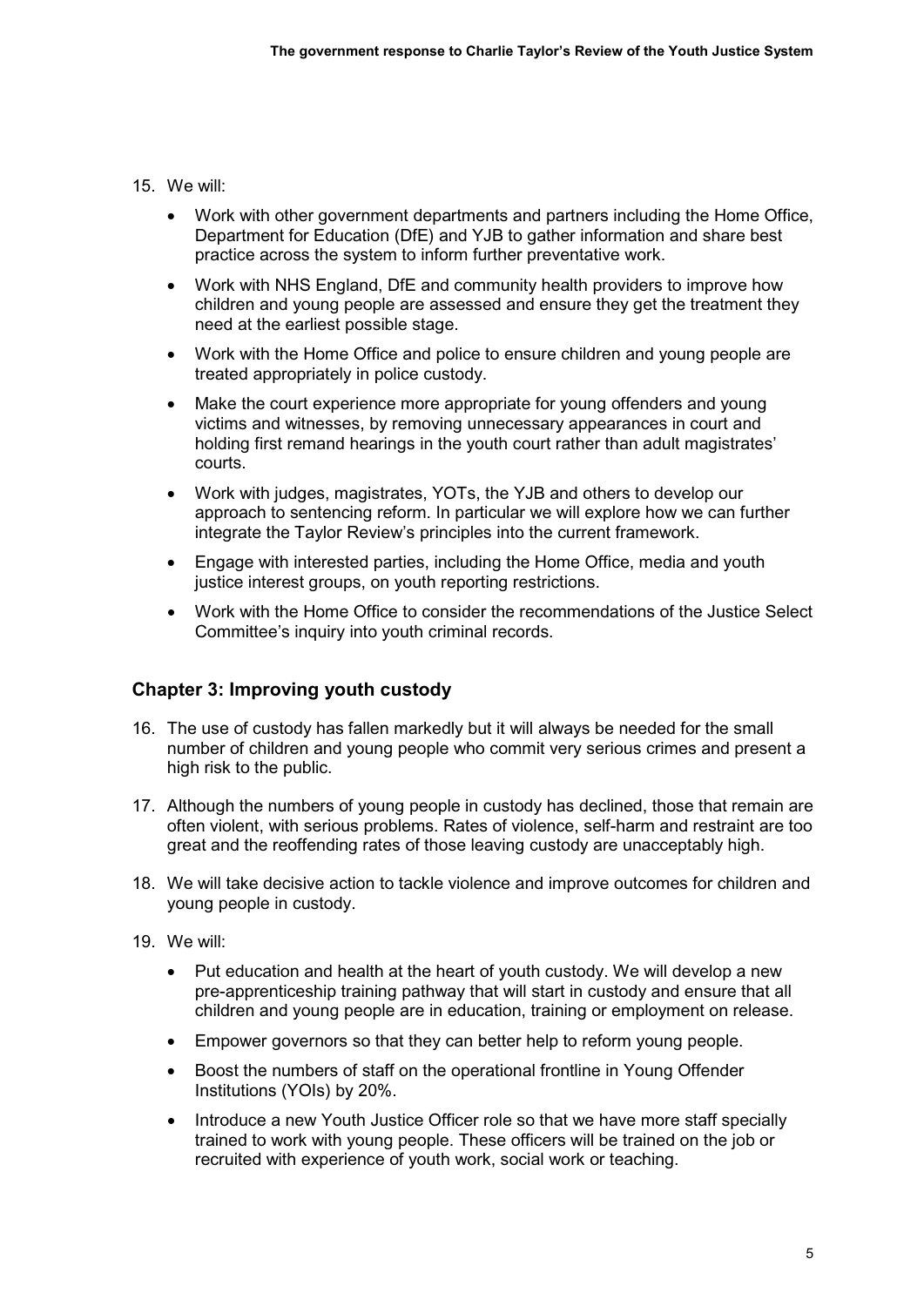15. We will:

    - Work with other government departments and partners including the Home Office, Department for Education (DfE) and YJB to gather information and share best practice across the system to inform further preventative work.
    - Work with NHS England, DfE and community health providers to improve how children and young people are assessed and ensure they get the treatment they need at the earliest possible stage.
    - Work with the Home Office and police to ensure children and young people are treated appropriately in police custody.
    - Make the court experience more appropriate for young offenders and young victims and witnesses, by removing unnecessary appearances in court and holding first remand hearings in the youth court rather than adult magistrates' courts.
    - Work with judges, magistrates, YOTs, the YJB and others to develop our approach to sentencing reform. In particular we will explore how we can further integrate the Taylor Review's principles into the current framework.
    - Engage with interested parties, including the Home Office, media and youth justice interest groups, on youth reporting restrictions.
    - Work with the Home Office to consider the recommendations of the Justice Select Committee's inquiry into youth criminal records.

## Chapter 3: Improving youth custody

16. The use of custody has fallen markedly but it will always be needed for the small number of children and young people who commit very serious crimes and present a high risk to the public.

17. Although the numbers of young people in custody has declined, those that remain are often violent, with serious problems. Rates of violence, self-harm and restraint are too great and the reoffending rates of those leaving custody are unacceptably high.

18. We will take decisive action to tackle violence and improve outcomes for children and young people in custody.

19. We will:

    - Put education and health at the heart of youth custody. We will develop a new pre-apprenticeship training pathway that will start in custody and ensure that all children and young people are in education, training or employment on release.
    - Empower governors so that they can better help to reform young people.
    - Boost the numbers of staff on the operational frontline in Young Offender Institutions (YOIs) by 20%.
    - Introduce a new Youth Justice Officer role so that we have more staff specially trained to work with young people. These officers will be trained on the job or recruited with experience of youth work, social work or teaching.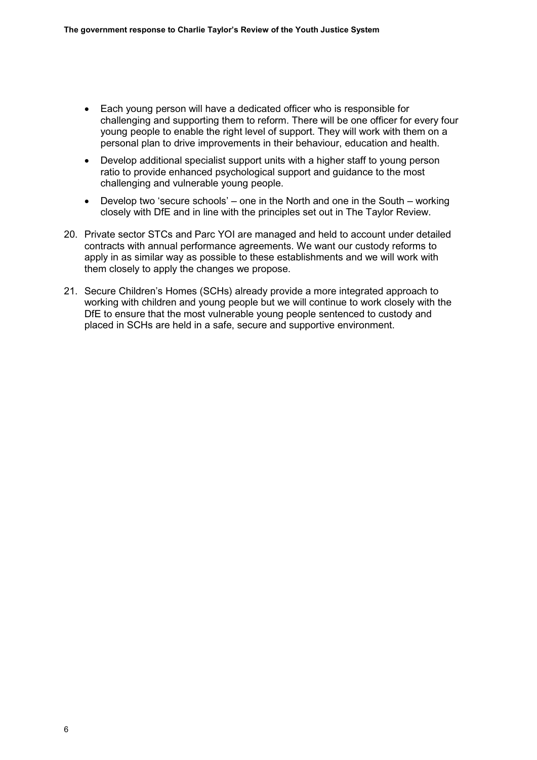- Each young person will have a dedicated officer who is responsible for challenging and supporting them to reform. There will be one officer for every four young people to enable the right level of support. They will work with them on a personal plan to drive improvements in their behaviour, education and health.
- Develop additional specialist support units with a higher staff to young person ratio to provide enhanced psychological support and guidance to the most challenging and vulnerable young people.
- Develop two 'secure schools' – one in the North and one in the South – working closely with DfE and in line with the principles set out in The Taylor Review.

20. Private sector STCs and Parc YOI are managed and held to account under detailed contracts with annual performance agreements. We want our custody reforms to apply in as similar way as possible to these establishments and we will work with them closely to apply the changes we propose.

21. Secure Children's Homes (SCHs) already provide a more integrated approach to working with children and young people but we will continue to work closely with the DfE to ensure that the most vulnerable young people sentenced to custody and placed in SCHs are held in a safe, secure and supportive environment.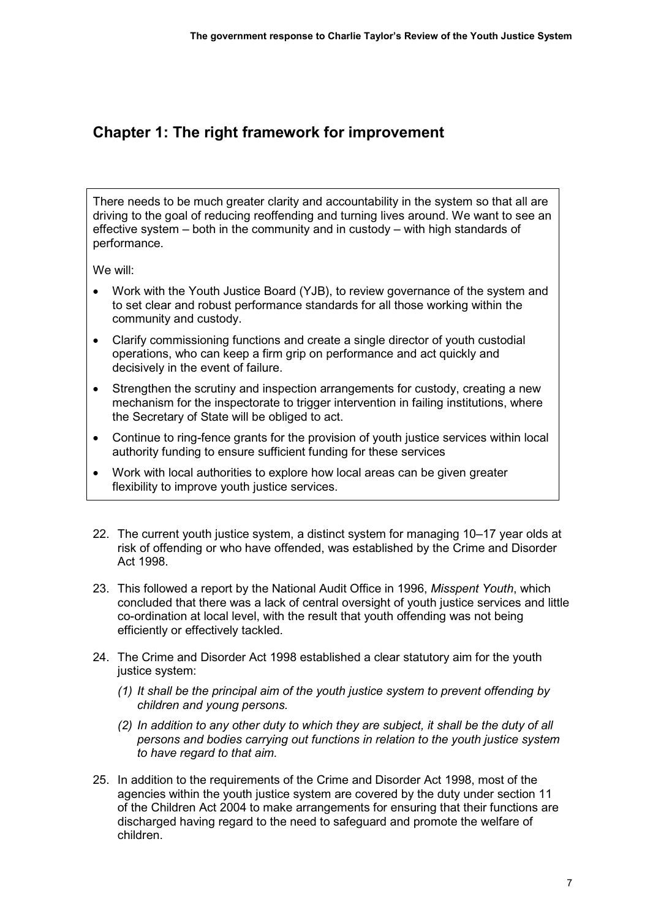## Chapter 1: The right framework for improvement

There needs to be much greater clarity and accountability in the system so that all are driving to the goal of reducing reoffending and turning lives around. We want to see an effective system – both in the community and in custody – with high standards of performance.

We will:

- Work with the Youth Justice Board (YJB), to review governance of the system and to set clear and robust performance standards for all those working within the community and custody.
- Clarify commissioning functions and create a single director of youth custodial operations, who can keep a firm grip on performance and act quickly and decisively in the event of failure.
- Strengthen the scrutiny and inspection arrangements for custody, creating a new mechanism for the inspectorate to trigger intervention in failing institutions, where the Secretary of State will be obliged to act.
- Continue to ring-fence grants for the provision of youth justice services within local authority funding to ensure sufficient funding for these services
- Work with local authorities to explore how local areas can be given greater flexibility to improve youth justice services.

22. The current youth justice system, a distinct system for managing 10–17 year olds at risk of offending or who have offended, was established by the Crime and Disorder Act 1998.

23. This followed a report by the National Audit Office in 1996, *Misspent Youth*, which concluded that there was a lack of central oversight of youth justice services and little co-ordination at local level, with the result that youth offending was not being efficiently or effectively tackled.

24. The Crime and Disorder Act 1998 established a clear statutory aim for the youth justice system:

    *(1) It shall be the principal aim of the youth justice system to prevent offending by children and young persons.*

    *(2) In addition to any other duty to which they are subject, it shall be the duty of all persons and bodies carrying out functions in relation to the youth justice system to have regard to that aim.*

25. In addition to the requirements of the Crime and Disorder Act 1998, most of the agencies within the youth justice system are covered by the duty under section 11 of the Children Act 2004 to make arrangements for ensuring that their functions are discharged having regard to the need to safeguard and promote the welfare of children.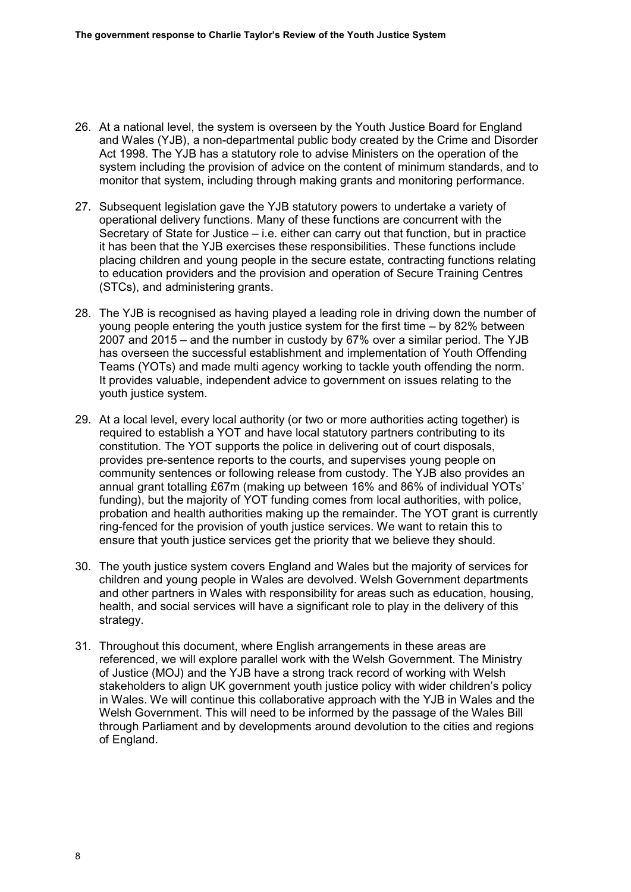26. At a national level, the system is overseen by the Youth Justice Board for England and Wales (YJB), a non-departmental public body created by the Crime and Disorder Act 1998. The YJB has a statutory role to advise Ministers on the operation of the system including the provision of advice on the content of minimum standards, and to monitor that system, including through making grants and monitoring performance.

27. Subsequent legislation gave the YJB statutory powers to undertake a variety of operational delivery functions. Many of these functions are concurrent with the Secretary of State for Justice – i.e. either can carry out that function, but in practice it has been that the YJB exercises these responsibilities. These functions include placing children and young people in the secure estate, contracting functions relating to education providers and the provision and operation of Secure Training Centres (STCs), and administering grants.

28. The YJB is recognised as having played a leading role in driving down the number of young people entering the youth justice system for the first time – by 82% between 2007 and 2015 – and the number in custody by 67% over a similar period. The YJB has overseen the successful establishment and implementation of Youth Offending Teams (YOTs) and made multi agency working to tackle youth offending the norm. It provides valuable, independent advice to government on issues relating to the youth justice system.

29. At a local level, every local authority (or two or more authorities acting together) is required to establish a YOT and have local statutory partners contributing to its constitution. The YOT supports the police in delivering out of court disposals, provides pre-sentence reports to the courts, and supervises young people on community sentences or following release from custody. The YJB also provides an annual grant totalling £67m (making up between 16% and 86% of individual YOTs' funding), but the majority of YOT funding comes from local authorities, with police, probation and health authorities making up the remainder. The YOT grant is currently ring-fenced for the provision of youth justice services. We want to retain this to ensure that youth justice services get the priority that we believe they should.

30. The youth justice system covers England and Wales but the majority of services for children and young people in Wales are devolved. Welsh Government departments and other partners in Wales with responsibility for areas such as education, housing, health, and social services will have a significant role to play in the delivery of this strategy.

31. Throughout this document, where English arrangements in these areas are referenced, we will explore parallel work with the Welsh Government. The Ministry of Justice (MOJ) and the YJB have a strong track record of working with Welsh stakeholders to align UK government youth justice policy with wider children's policy in Wales. We will continue this collaborative approach with the YJB in Wales and the Welsh Government. This will need to be informed by the passage of the Wales Bill through Parliament and by developments around devolution to the cities and regions of England.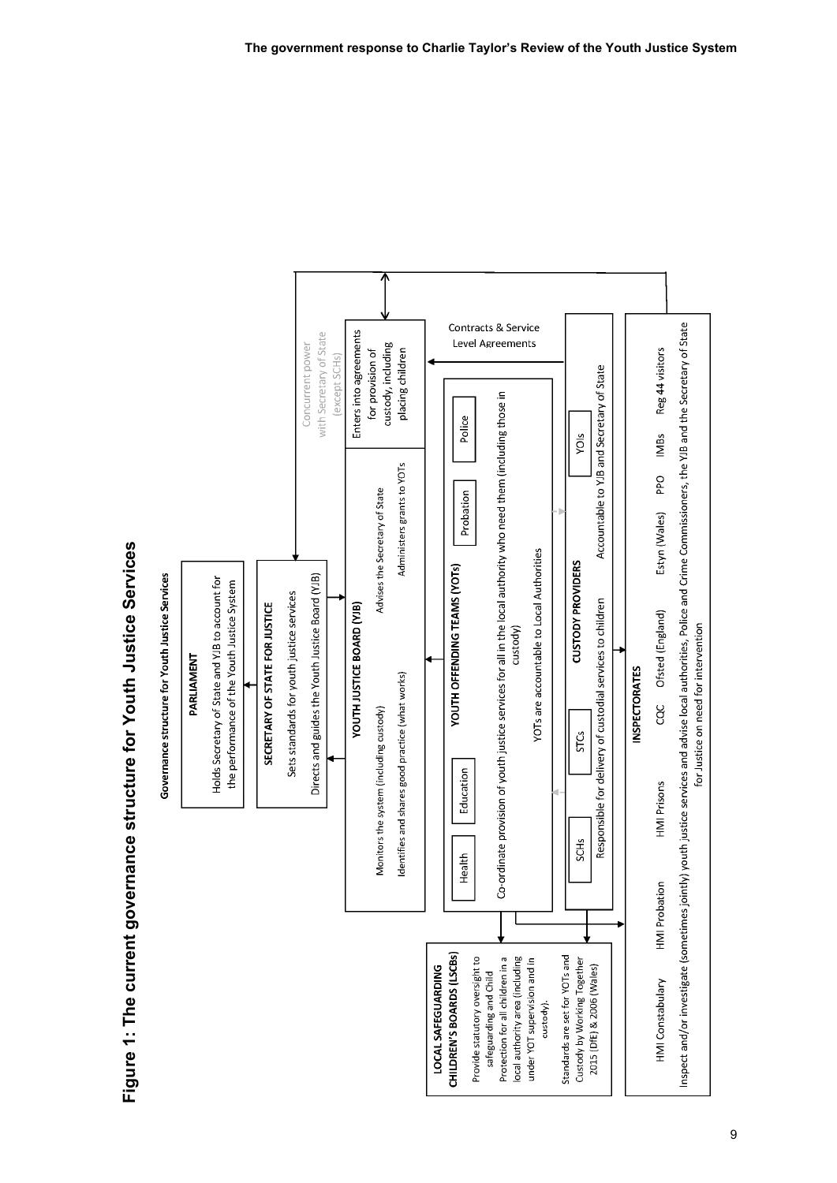## Figure 1: The current governance structure for Youth Justice Services

**Governance structure for Youth Justice Services**

**PARLIAMENT**
Holds Secretary of State and YJB to account for the performance of the Youth Justice System

**SECRETARY OF STATE FOR JUSTICE**
Sets standards for youth justice services
Directs and guides the Youth Justice Board (YJB)

**YOUTH JUSTICE BOARD (YJB)**
Monitors the system (including custody)
Advises the Secretary of State
Identifies and shares good practice (what works)
Administers grants to YOTs

Concurrent power with Secretary of State (except SCHs)
Enters into agreements for provision of custody, including placing children

Contracts & Service Level Agreements

**YOUTH OFFENDING TEAMS (YOTs)**
Health | Education | Probation | Police
Co-ordinate provision of youth justice services for all in the local authority who need them (including those in custody)
YOTs are accountable to Local Authorities

**CUSTODY PROVIDERS**
SCHs | STCs | YOIs
Responsible for delivery of custodial services to children
Accountable to YJB and Secretary of State

**LOCAL SAFEGUARDING CHILDREN'S BOARDS (LSCBs)**
Provide statutory oversight to safeguarding and Child Protection for all children in a local authority area (including under YOT supervision and in custody).
Standards are set for YOTs and Custody by Working Together 2015 (DfE) & 2006 (Wales)

**INSPECTORATES**
HMI Constabulary | HMI Probation | HMI Prisons | CQC | Ofsted (England) | Estyn (Wales) | PPO | IMBs | Reg 44 visitors
Inspect and/or investigate (sometimes jointly) youth justice services and advise local authorities, Police and Crime Commissioners, the YJB and the Secretary of State for Justice on need for intervention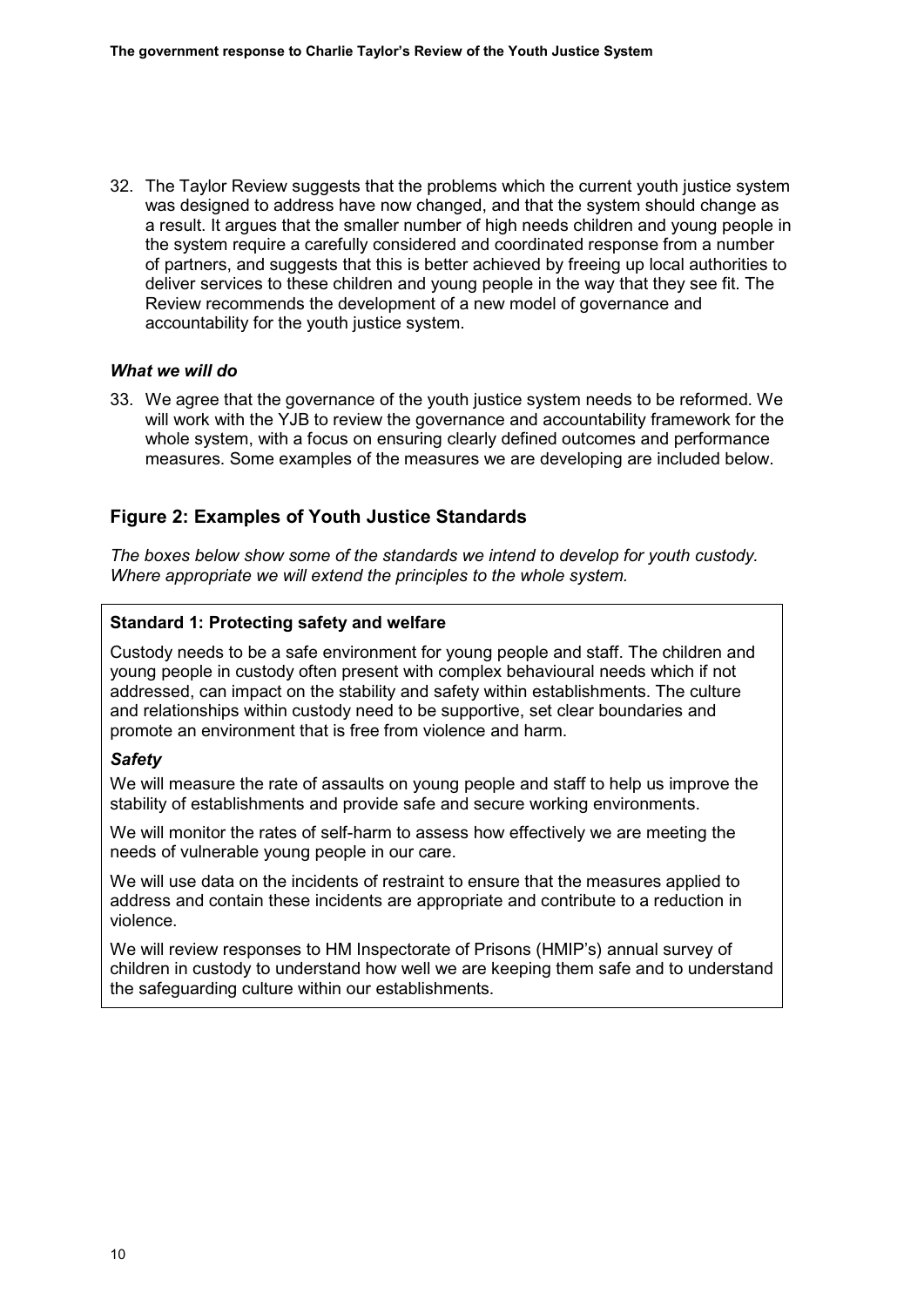32. The Taylor Review suggests that the problems which the current youth justice system was designed to address have now changed, and that the system should change as a result. It argues that the smaller number of high needs children and young people in the system require a carefully considered and coordinated response from a number of partners, and suggests that this is better achieved by freeing up local authorities to deliver services to these children and young people in the way that they see fit. The Review recommends the development of a new model of governance and accountability for the youth justice system.

***What we will do***

33. We agree that the governance of the youth justice system needs to be reformed. We will work with the YJB to review the governance and accountability framework for the whole system, with a focus on ensuring clearly defined outcomes and performance measures. Some examples of the measures we are developing are included below.

## Figure 2: Examples of Youth Justice Standards

*The boxes below show some of the standards we intend to develop for youth custody. Where appropriate we will extend the principles to the whole system.*

**Standard 1: Protecting safety and welfare**

Custody needs to be a safe environment for young people and staff. The children and young people in custody often present with complex behavioural needs which if not addressed, can impact on the stability and safety within establishments. The culture and relationships within custody need to be supportive, set clear boundaries and promote an environment that is free from violence and harm.

***Safety***

We will measure the rate of assaults on young people and staff to help us improve the stability of establishments and provide safe and secure working environments.

We will monitor the rates of self-harm to assess how effectively we are meeting the needs of vulnerable young people in our care.

We will use data on the incidents of restraint to ensure that the measures applied to address and contain these incidents are appropriate and contribute to a reduction in violence.

We will review responses to HM Inspectorate of Prisons (HMIP's) annual survey of children in custody to understand how well we are keeping them safe and to understand the safeguarding culture within our establishments.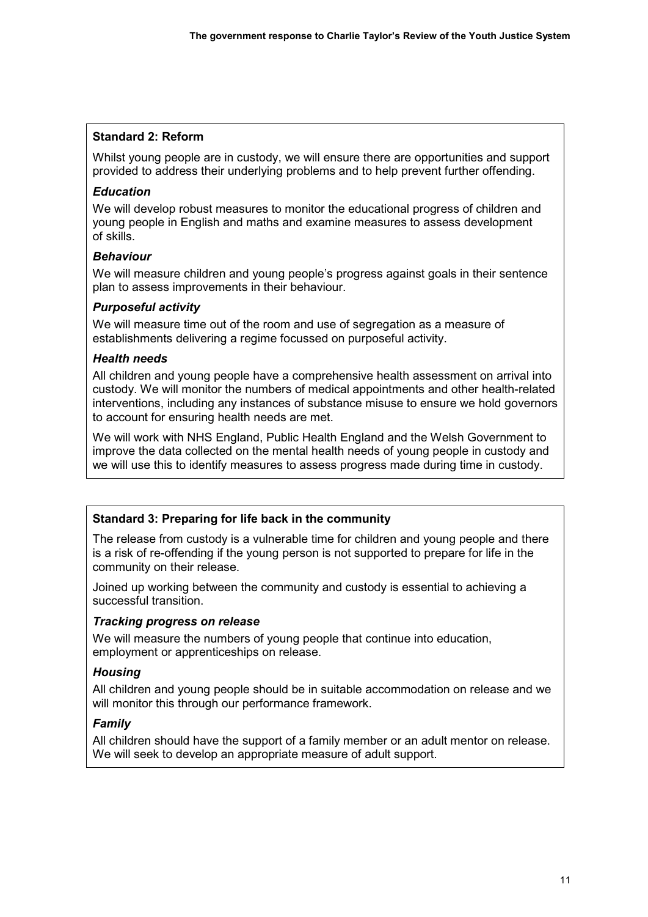**Standard 2: Reform**

Whilst young people are in custody, we will ensure there are opportunities and support provided to address their underlying problems and to help prevent further offending.

***Education***

We will develop robust measures to monitor the educational progress of children and young people in English and maths and examine measures to assess development of skills.

***Behaviour***

We will measure children and young people's progress against goals in their sentence plan to assess improvements in their behaviour.

***Purposeful activity***

We will measure time out of the room and use of segregation as a measure of establishments delivering a regime focussed on purposeful activity.

***Health needs***

All children and young people have a comprehensive health assessment on arrival into custody. We will monitor the numbers of medical appointments and other health-related interventions, including any instances of substance misuse to ensure we hold governors to account for ensuring health needs are met.

We will work with NHS England, Public Health England and the Welsh Government to improve the data collected on the mental health needs of young people in custody and we will use this to identify measures to assess progress made during time in custody.

**Standard 3: Preparing for life back in the community**

The release from custody is a vulnerable time for children and young people and there is a risk of re-offending if the young person is not supported to prepare for life in the community on their release.

Joined up working between the community and custody is essential to achieving a successful transition.

***Tracking progress on release***

We will measure the numbers of young people that continue into education, employment or apprenticeships on release.

***Housing***

All children and young people should be in suitable accommodation on release and we will monitor this through our performance framework.

***Family***

All children should have the support of a family member or an adult mentor on release. We will seek to develop an appropriate measure of adult support.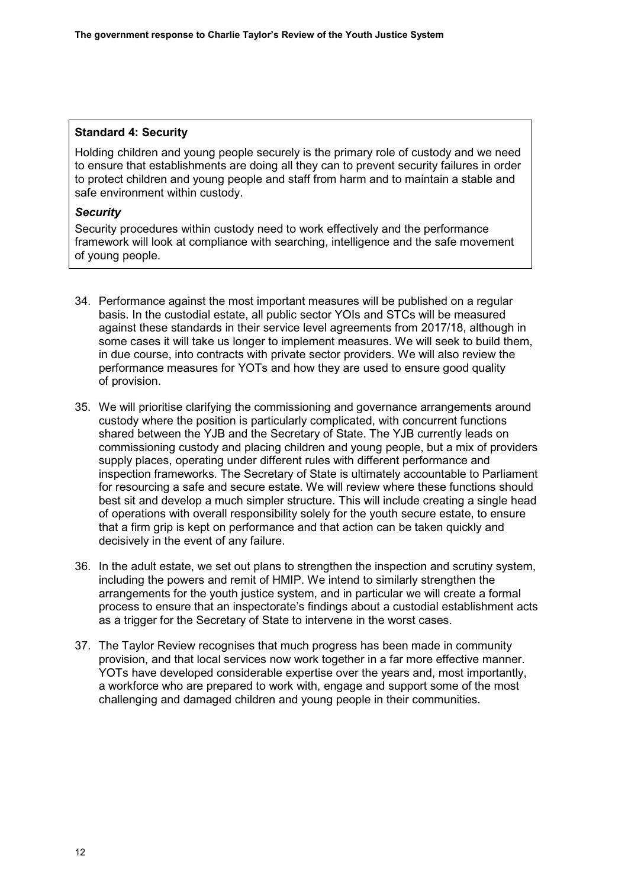**Standard 4: Security**

Holding children and young people securely is the primary role of custody and we need to ensure that establishments are doing all they can to prevent security failures in order to protect children and young people and staff from harm and to maintain a stable and safe environment within custody.

***Security***

Security procedures within custody need to work effectively and the performance framework will look at compliance with searching, intelligence and the safe movement of young people.

34. Performance against the most important measures will be published on a regular basis. In the custodial estate, all public sector YOIs and STCs will be measured against these standards in their service level agreements from 2017/18, although in some cases it will take us longer to implement measures. We will seek to build them, in due course, into contracts with private sector providers. We will also review the performance measures for YOTs and how they are used to ensure good quality of provision.

35. We will prioritise clarifying the commissioning and governance arrangements around custody where the position is particularly complicated, with concurrent functions shared between the YJB and the Secretary of State. The YJB currently leads on commissioning custody and placing children and young people, but a mix of providers supply places, operating under different rules with different performance and inspection frameworks. The Secretary of State is ultimately accountable to Parliament for resourcing a safe and secure estate. We will review where these functions should best sit and develop a much simpler structure. This will include creating a single head of operations with overall responsibility solely for the youth secure estate, to ensure that a firm grip is kept on performance and that action can be taken quickly and decisively in the event of any failure.

36. In the adult estate, we set out plans to strengthen the inspection and scrutiny system, including the powers and remit of HMIP. We intend to similarly strengthen the arrangements for the youth justice system, and in particular we will create a formal process to ensure that an inspectorate's findings about a custodial establishment acts as a trigger for the Secretary of State to intervene in the worst cases.

37. The Taylor Review recognises that much progress has been made in community provision, and that local services now work together in a far more effective manner. YOTs have developed considerable expertise over the years and, most importantly, a workforce who are prepared to work with, engage and support some of the most challenging and damaged children and young people in their communities.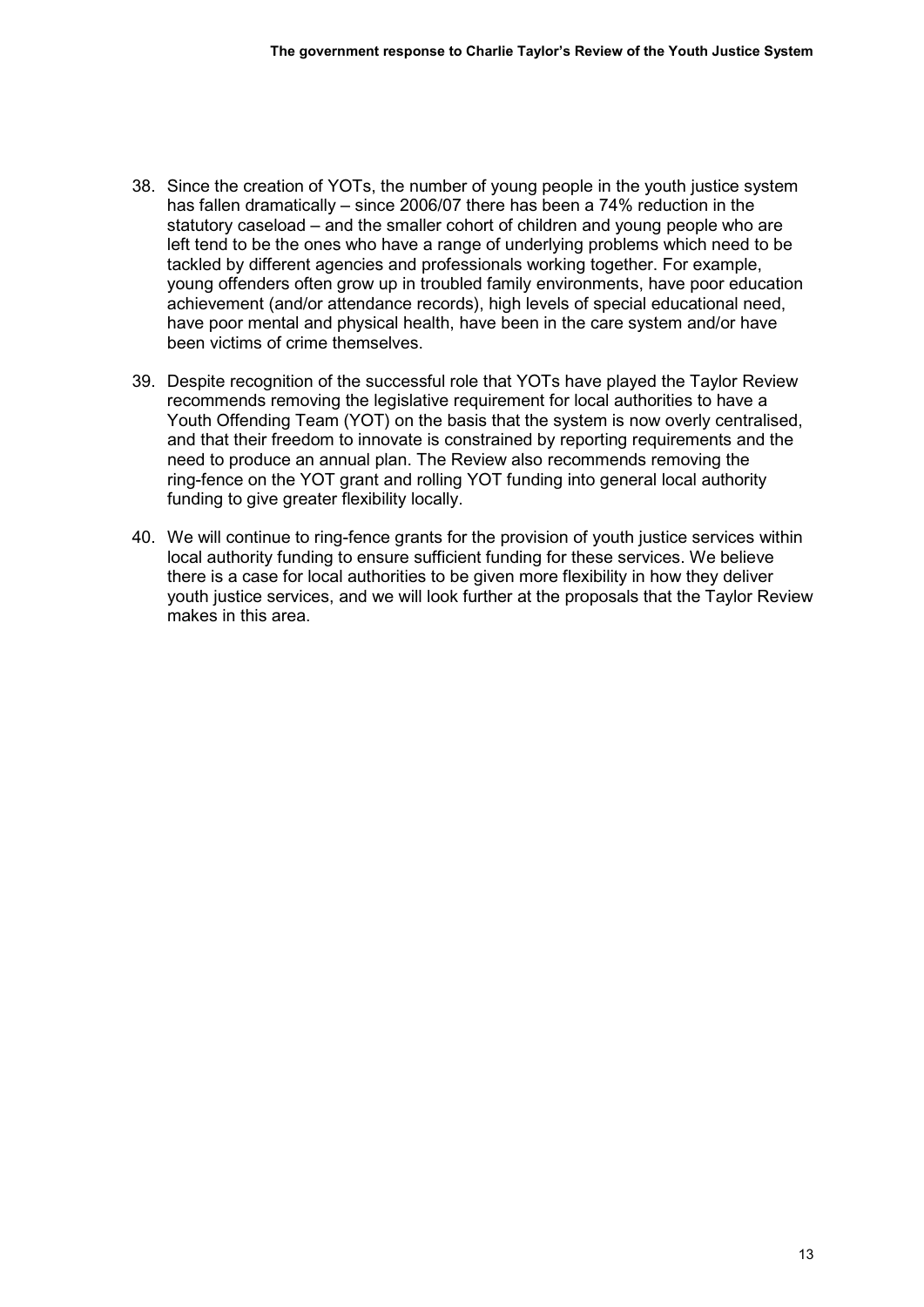38. Since the creation of YOTs, the number of young people in the youth justice system has fallen dramatically – since 2006/07 there has been a 74% reduction in the statutory caseload – and the smaller cohort of children and young people who are left tend to be the ones who have a range of underlying problems which need to be tackled by different agencies and professionals working together. For example, young offenders often grow up in troubled family environments, have poor education achievement (and/or attendance records), high levels of special educational need, have poor mental and physical health, have been in the care system and/or have been victims of crime themselves.

39. Despite recognition of the successful role that YOTs have played the Taylor Review recommends removing the legislative requirement for local authorities to have a Youth Offending Team (YOT) on the basis that the system is now overly centralised, and that their freedom to innovate is constrained by reporting requirements and the need to produce an annual plan. The Review also recommends removing the ring-fence on the YOT grant and rolling YOT funding into general local authority funding to give greater flexibility locally.

40. We will continue to ring-fence grants for the provision of youth justice services within local authority funding to ensure sufficient funding for these services. We believe there is a case for local authorities to be given more flexibility in how they deliver youth justice services, and we will look further at the proposals that the Taylor Review makes in this area.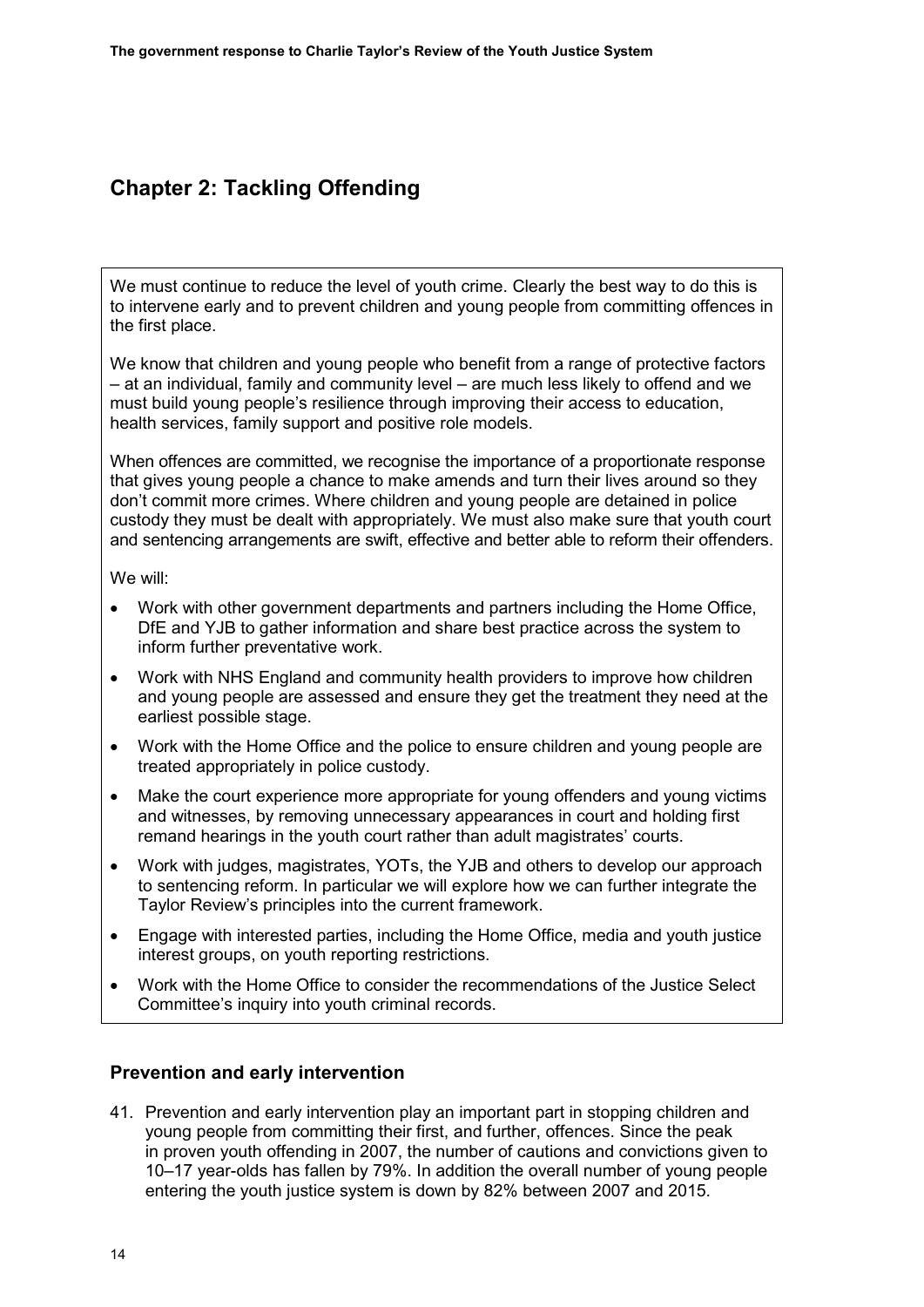## Chapter 2: Tackling Offending

We must continue to reduce the level of youth crime. Clearly the best way to do this is to intervene early and to prevent children and young people from committing offences in the first place.

We know that children and young people who benefit from a range of protective factors – at an individual, family and community level – are much less likely to offend and we must build young people's resilience through improving their access to education, health services, family support and positive role models.

When offences are committed, we recognise the importance of a proportionate response that gives young people a chance to make amends and turn their lives around so they don't commit more crimes. Where children and young people are detained in police custody they must be dealt with appropriately. We must also make sure that youth court and sentencing arrangements are swift, effective and better able to reform their offenders.

We will:

- Work with other government departments and partners including the Home Office, DfE and YJB to gather information and share best practice across the system to inform further preventative work.
- Work with NHS England and community health providers to improve how children and young people are assessed and ensure they get the treatment they need at the earliest possible stage.
- Work with the Home Office and the police to ensure children and young people are treated appropriately in police custody.
- Make the court experience more appropriate for young offenders and young victims and witnesses, by removing unnecessary appearances in court and holding first remand hearings in the youth court rather than adult magistrates' courts.
- Work with judges, magistrates, YOTs, the YJB and others to develop our approach to sentencing reform. In particular we will explore how we can further integrate the Taylor Review's principles into the current framework.
- Engage with interested parties, including the Home Office, media and youth justice interest groups, on youth reporting restrictions.
- Work with the Home Office to consider the recommendations of the Justice Select Committee's inquiry into youth criminal records.

### Prevention and early intervention

41. Prevention and early intervention play an important part in stopping children and young people from committing their first, and further, offences. Since the peak in proven youth offending in 2007, the number of cautions and convictions given to 10–17 year-olds has fallen by 79%. In addition the overall number of young people entering the youth justice system is down by 82% between 2007 and 2015.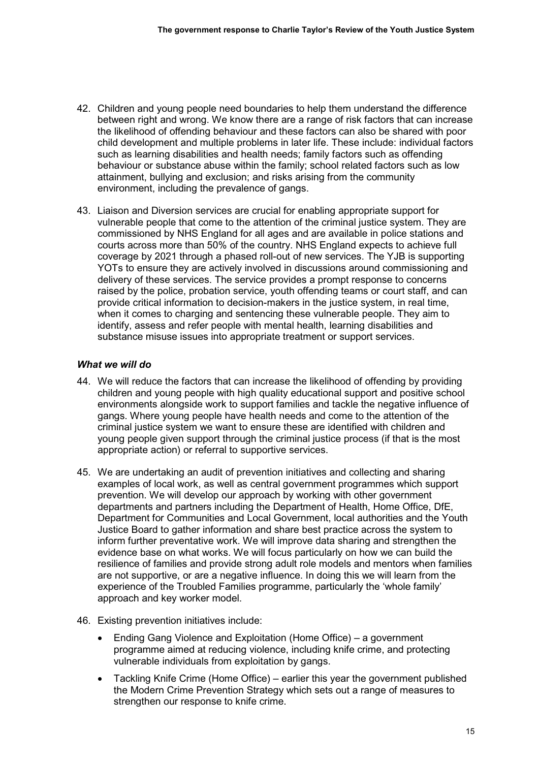42. Children and young people need boundaries to help them understand the difference between right and wrong. We know there are a range of risk factors that can increase the likelihood of offending behaviour and these factors can also be shared with poor child development and multiple problems in later life. These include: individual factors such as learning disabilities and health needs; family factors such as offending behaviour or substance abuse within the family; school related factors such as low attainment, bullying and exclusion; and risks arising from the community environment, including the prevalence of gangs.

43. Liaison and Diversion services are crucial for enabling appropriate support for vulnerable people that come to the attention of the criminal justice system. They are commissioned by NHS England for all ages and are available in police stations and courts across more than 50% of the country. NHS England expects to achieve full coverage by 2021 through a phased roll-out of new services. The YJB is supporting YOTs to ensure they are actively involved in discussions around commissioning and delivery of these services. The service provides a prompt response to concerns raised by the police, probation service, youth offending teams or court staff, and can provide critical information to decision-makers in the justice system, in real time, when it comes to charging and sentencing these vulnerable people. They aim to identify, assess and refer people with mental health, learning disabilities and substance misuse issues into appropriate treatment or support services.

### *What we will do*

44. We will reduce the factors that can increase the likelihood of offending by providing children and young people with high quality educational support and positive school environments alongside work to support families and tackle the negative influence of gangs. Where young people have health needs and come to the attention of the criminal justice system we want to ensure these are identified with children and young people given support through the criminal justice process (if that is the most appropriate action) or referral to supportive services.

45. We are undertaking an audit of prevention initiatives and collecting and sharing examples of local work, as well as central government programmes which support prevention. We will develop our approach by working with other government departments and partners including the Department of Health, Home Office, DfE, Department for Communities and Local Government, local authorities and the Youth Justice Board to gather information and share best practice across the system to inform further preventative work. We will improve data sharing and strengthen the evidence base on what works. We will focus particularly on how we can build the resilience of families and provide strong adult role models and mentors when families are not supportive, or are a negative influence. In doing this we will learn from the experience of the Troubled Families programme, particularly the 'whole family' approach and key worker model.

46. Existing prevention initiatives include:

    - Ending Gang Violence and Exploitation (Home Office) – a government programme aimed at reducing violence, including knife crime, and protecting vulnerable individuals from exploitation by gangs.
    - Tackling Knife Crime (Home Office) – earlier this year the government published the Modern Crime Prevention Strategy which sets out a range of measures to strengthen our response to knife crime.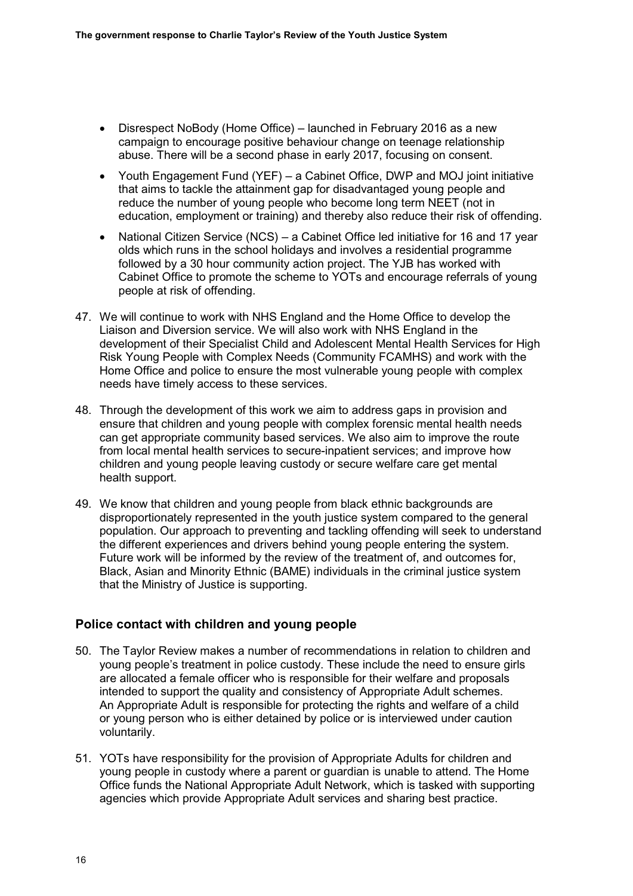- Disrespect NoBody (Home Office) – launched in February 2016 as a new campaign to encourage positive behaviour change on teenage relationship abuse. There will be a second phase in early 2017, focusing on consent.
- Youth Engagement Fund (YEF) – a Cabinet Office, DWP and MOJ joint initiative that aims to tackle the attainment gap for disadvantaged young people and reduce the number of young people who become long term NEET (not in education, employment or training) and thereby also reduce their risk of offending.
- National Citizen Service (NCS) – a Cabinet Office led initiative for 16 and 17 year olds which runs in the school holidays and involves a residential programme followed by a 30 hour community action project. The YJB has worked with Cabinet Office to promote the scheme to YOTs and encourage referrals of young people at risk of offending.

47. We will continue to work with NHS England and the Home Office to develop the Liaison and Diversion service. We will also work with NHS England in the development of their Specialist Child and Adolescent Mental Health Services for High Risk Young People with Complex Needs (Community FCAMHS) and work with the Home Office and police to ensure the most vulnerable young people with complex needs have timely access to these services.

48. Through the development of this work we aim to address gaps in provision and ensure that children and young people with complex forensic mental health needs can get appropriate community based services. We also aim to improve the route from local mental health services to secure-inpatient services; and improve how children and young people leaving custody or secure welfare care get mental health support.

49. We know that children and young people from black ethnic backgrounds are disproportionately represented in the youth justice system compared to the general population. Our approach to preventing and tackling offending will seek to understand the different experiences and drivers behind young people entering the system. Future work will be informed by the review of the treatment of, and outcomes for, Black, Asian and Minority Ethnic (BAME) individuals in the criminal justice system that the Ministry of Justice is supporting.

### Police contact with children and young people

50. The Taylor Review makes a number of recommendations in relation to children and young people's treatment in police custody. These include the need to ensure girls are allocated a female officer who is responsible for their welfare and proposals intended to support the quality and consistency of Appropriate Adult schemes. An Appropriate Adult is responsible for protecting the rights and welfare of a child or young person who is either detained by police or is interviewed under caution voluntarily.

51. YOTs have responsibility for the provision of Appropriate Adults for children and young people in custody where a parent or guardian is unable to attend. The Home Office funds the National Appropriate Adult Network, which is tasked with supporting agencies which provide Appropriate Adult services and sharing best practice.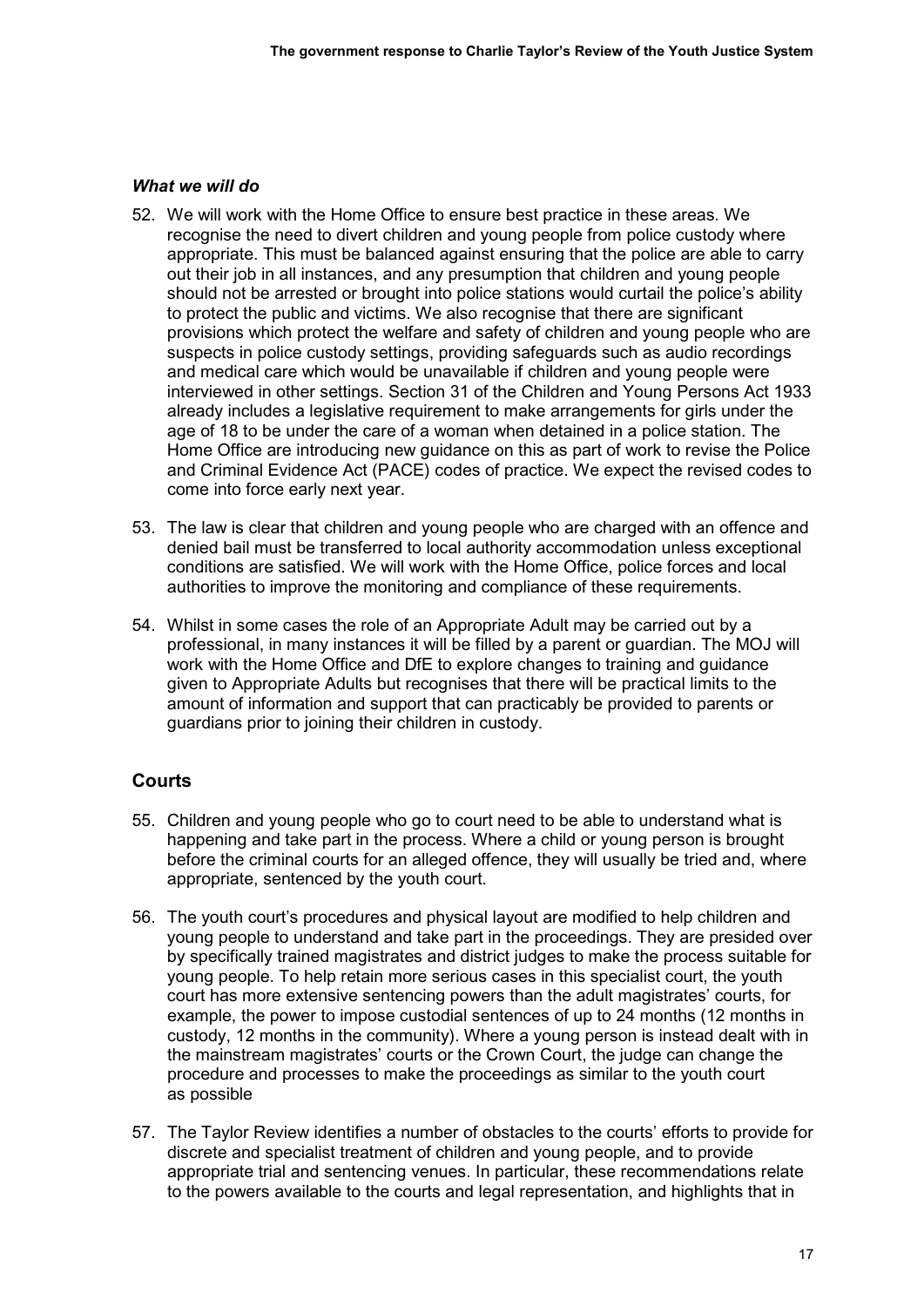### *What we will do*

52. We will work with the Home Office to ensure best practice in these areas. We recognise the need to divert children and young people from police custody where appropriate. This must be balanced against ensuring that the police are able to carry out their job in all instances, and any presumption that children and young people should not be arrested or brought into police stations would curtail the police's ability to protect the public and victims. We also recognise that there are significant provisions which protect the welfare and safety of children and young people who are suspects in police custody settings, providing safeguards such as audio recordings and medical care which would be unavailable if children and young people were interviewed in other settings. Section 31 of the Children and Young Persons Act 1933 already includes a legislative requirement to make arrangements for girls under the age of 18 to be under the care of a woman when detained in a police station. The Home Office are introducing new guidance on this as part of work to revise the Police and Criminal Evidence Act (PACE) codes of practice. We expect the revised codes to come into force early next year.

53. The law is clear that children and young people who are charged with an offence and denied bail must be transferred to local authority accommodation unless exceptional conditions are satisfied. We will work with the Home Office, police forces and local authorities to improve the monitoring and compliance of these requirements.

54. Whilst in some cases the role of an Appropriate Adult may be carried out by a professional, in many instances it will be filled by a parent or guardian. The MOJ will work with the Home Office and DfE to explore changes to training and guidance given to Appropriate Adults but recognises that there will be practical limits to the amount of information and support that can practicably be provided to parents or guardians prior to joining their children in custody.

## Courts

55. Children and young people who go to court need to be able to understand what is happening and take part in the process. Where a child or young person is brought before the criminal courts for an alleged offence, they will usually be tried and, where appropriate, sentenced by the youth court.

56. The youth court's procedures and physical layout are modified to help children and young people to understand and take part in the proceedings. They are presided over by specifically trained magistrates and district judges to make the process suitable for young people. To help retain more serious cases in this specialist court, the youth court has more extensive sentencing powers than the adult magistrates' courts, for example, the power to impose custodial sentences of up to 24 months (12 months in custody, 12 months in the community). Where a young person is instead dealt with in the mainstream magistrates' courts or the Crown Court, the judge can change the procedure and processes to make the proceedings as similar to the youth court as possible

57. The Taylor Review identifies a number of obstacles to the courts' efforts to provide for discrete and specialist treatment of children and young people, and to provide appropriate trial and sentencing venues. In particular, these recommendations relate to the powers available to the courts and legal representation, and highlights that in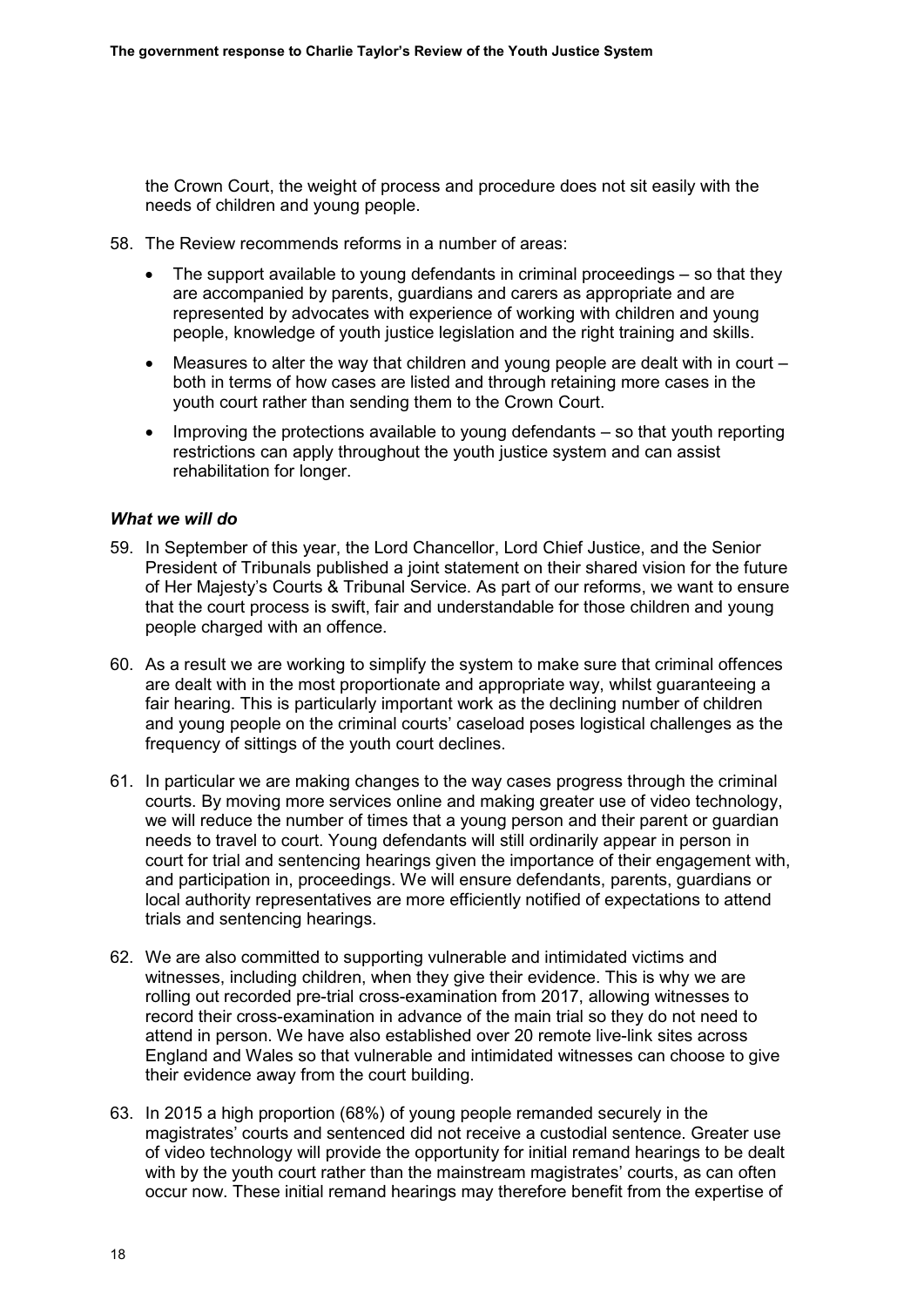the Crown Court, the weight of process and procedure does not sit easily with the needs of children and young people.

58. The Review recommends reforms in a number of areas:

    - The support available to young defendants in criminal proceedings – so that they are accompanied by parents, guardians and carers as appropriate and are represented by advocates with experience of working with children and young people, knowledge of youth justice legislation and the right training and skills.
    - Measures to alter the way that children and young people are dealt with in court – both in terms of how cases are listed and through retaining more cases in the youth court rather than sending them to the Crown Court.
    - Improving the protections available to young defendants – so that youth reporting restrictions can apply throughout the youth justice system and can assist rehabilitation for longer.

### *What we will do*

59. In September of this year, the Lord Chancellor, Lord Chief Justice, and the Senior President of Tribunals published a joint statement on their shared vision for the future of Her Majesty's Courts & Tribunal Service. As part of our reforms, we want to ensure that the court process is swift, fair and understandable for those children and young people charged with an offence.

60. As a result we are working to simplify the system to make sure that criminal offences are dealt with in the most proportionate and appropriate way, whilst guaranteeing a fair hearing. This is particularly important work as the declining number of children and young people on the criminal courts' caseload poses logistical challenges as the frequency of sittings of the youth court declines.

61. In particular we are making changes to the way cases progress through the criminal courts. By moving more services online and making greater use of video technology, we will reduce the number of times that a young person and their parent or guardian needs to travel to court. Young defendants will still ordinarily appear in person in court for trial and sentencing hearings given the importance of their engagement with, and participation in, proceedings. We will ensure defendants, parents, guardians or local authority representatives are more efficiently notified of expectations to attend trials and sentencing hearings.

62. We are also committed to supporting vulnerable and intimidated victims and witnesses, including children, when they give their evidence. This is why we are rolling out recorded pre-trial cross-examination from 2017, allowing witnesses to record their cross-examination in advance of the main trial so they do not need to attend in person. We have also established over 20 remote live-link sites across England and Wales so that vulnerable and intimidated witnesses can choose to give their evidence away from the court building.

63. In 2015 a high proportion (68%) of young people remanded securely in the magistrates' courts and sentenced did not receive a custodial sentence. Greater use of video technology will provide the opportunity for initial remand hearings to be dealt with by the youth court rather than the mainstream magistrates' courts, as can often occur now. These initial remand hearings may therefore benefit from the expertise of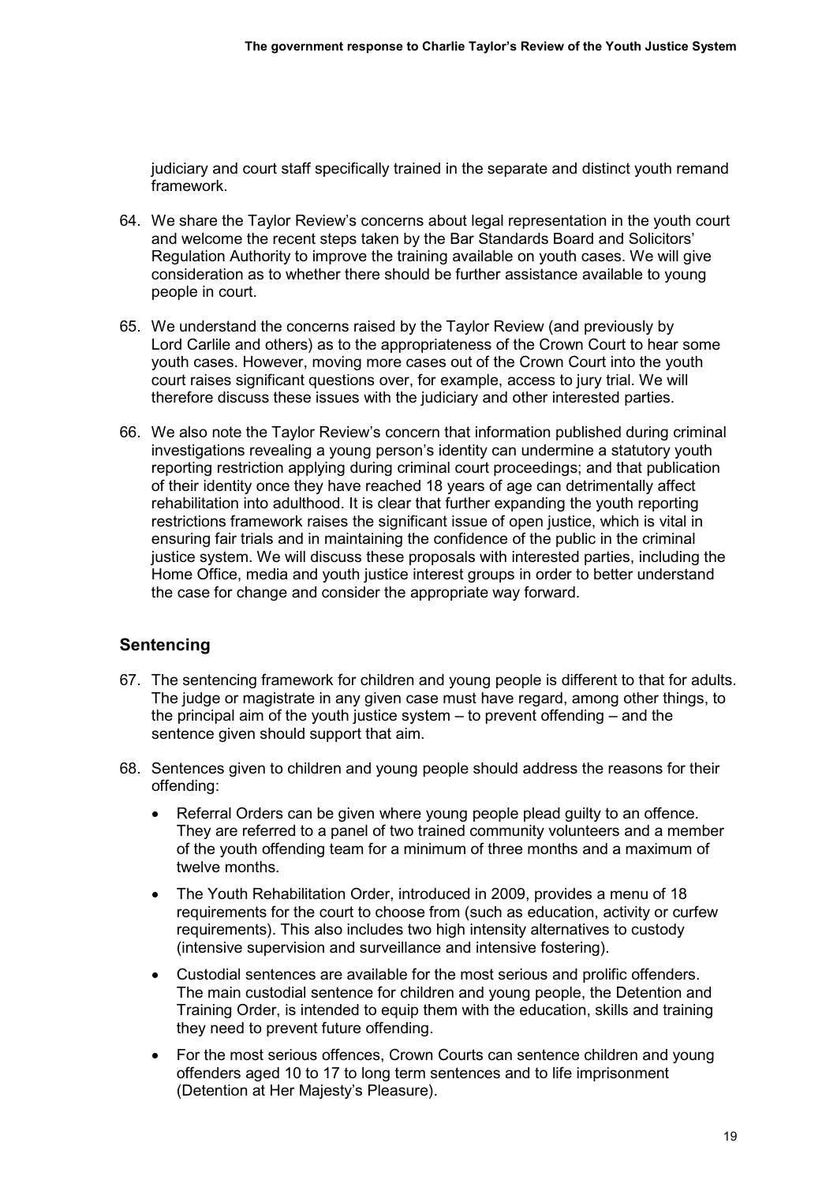judiciary and court staff specifically trained in the separate and distinct youth remand framework.

64. We share the Taylor Review's concerns about legal representation in the youth court and welcome the recent steps taken by the Bar Standards Board and Solicitors' Regulation Authority to improve the training available on youth cases. We will give consideration as to whether there should be further assistance available to young people in court.

65. We understand the concerns raised by the Taylor Review (and previously by Lord Carlile and others) as to the appropriateness of the Crown Court to hear some youth cases. However, moving more cases out of the Crown Court into the youth court raises significant questions over, for example, access to jury trial. We will therefore discuss these issues with the judiciary and other interested parties.

66. We also note the Taylor Review's concern that information published during criminal investigations revealing a young person's identity can undermine a statutory youth reporting restriction applying during criminal court proceedings; and that publication of their identity once they have reached 18 years of age can detrimentally affect rehabilitation into adulthood. It is clear that further expanding the youth reporting restrictions framework raises the significant issue of open justice, which is vital in ensuring fair trials and in maintaining the confidence of the public in the criminal justice system. We will discuss these proposals with interested parties, including the Home Office, media and youth justice interest groups in order to better understand the case for change and consider the appropriate way forward.

## Sentencing

67. The sentencing framework for children and young people is different to that for adults. The judge or magistrate in any given case must have regard, among other things, to the principal aim of the youth justice system – to prevent offending – and the sentence given should support that aim.

68. Sentences given to children and young people should address the reasons for their offending:

    - Referral Orders can be given where young people plead guilty to an offence. They are referred to a panel of two trained community volunteers and a member of the youth offending team for a minimum of three months and a maximum of twelve months.
    - The Youth Rehabilitation Order, introduced in 2009, provides a menu of 18 requirements for the court to choose from (such as education, activity or curfew requirements). This also includes two high intensity alternatives to custody (intensive supervision and surveillance and intensive fostering).
    - Custodial sentences are available for the most serious and prolific offenders. The main custodial sentence for children and young people, the Detention and Training Order, is intended to equip them with the education, skills and training they need to prevent future offending.
    - For the most serious offences, Crown Courts can sentence children and young offenders aged 10 to 17 to long term sentences and to life imprisonment (Detention at Her Majesty's Pleasure).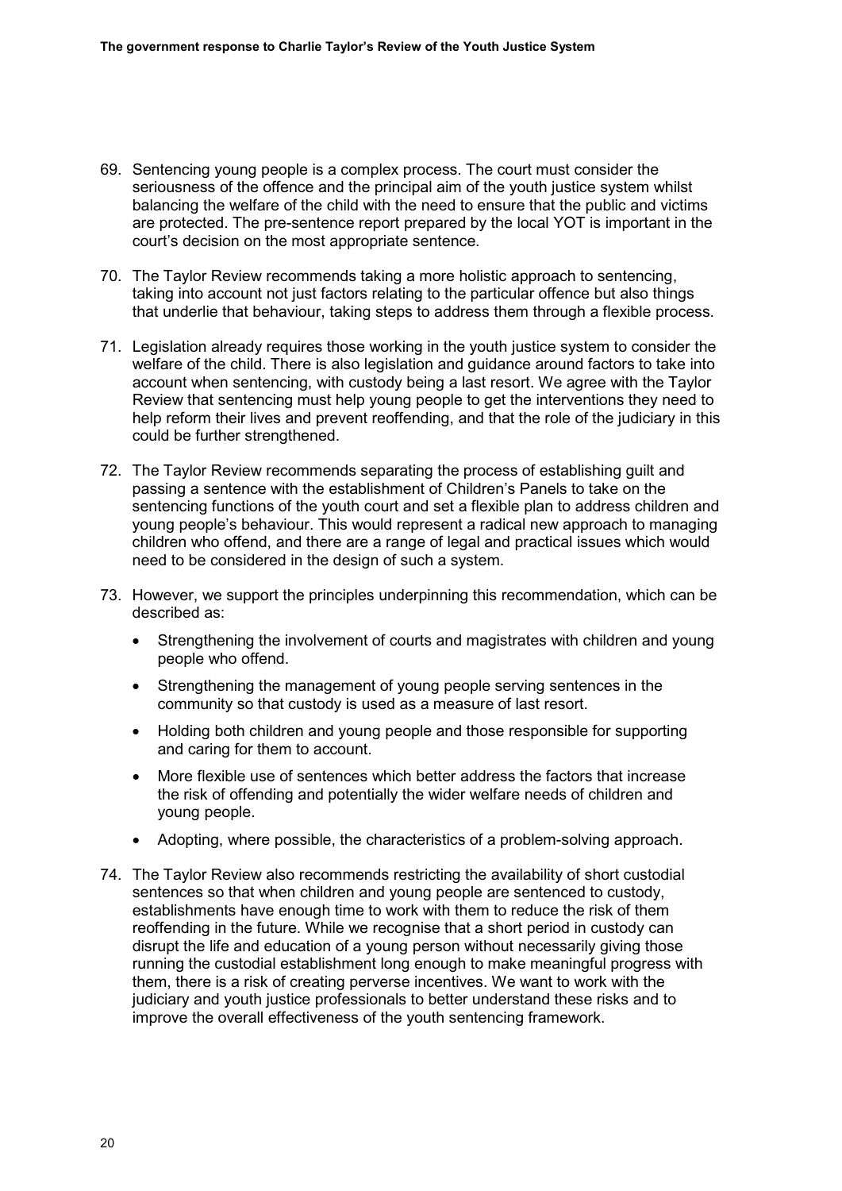69. Sentencing young people is a complex process. The court must consider the seriousness of the offence and the principal aim of the youth justice system whilst balancing the welfare of the child with the need to ensure that the public and victims are protected. The pre-sentence report prepared by the local YOT is important in the court's decision on the most appropriate sentence.

70. The Taylor Review recommends taking a more holistic approach to sentencing, taking into account not just factors relating to the particular offence but also things that underlie that behaviour, taking steps to address them through a flexible process.

71. Legislation already requires those working in the youth justice system to consider the welfare of the child. There is also legislation and guidance around factors to take into account when sentencing, with custody being a last resort. We agree with the Taylor Review that sentencing must help young people to get the interventions they need to help reform their lives and prevent reoffending, and that the role of the judiciary in this could be further strengthened.

72. The Taylor Review recommends separating the process of establishing guilt and passing a sentence with the establishment of Children's Panels to take on the sentencing functions of the youth court and set a flexible plan to address children and young people's behaviour. This would represent a radical new approach to managing children who offend, and there are a range of legal and practical issues which would need to be considered in the design of such a system.

73. However, we support the principles underpinning this recommendation, which can be described as:
    - Strengthening the involvement of courts and magistrates with children and young people who offend.
    - Strengthening the management of young people serving sentences in the community so that custody is used as a measure of last resort.
    - Holding both children and young people and those responsible for supporting and caring for them to account.
    - More flexible use of sentences which better address the factors that increase the risk of offending and potentially the wider welfare needs of children and young people.
    - Adopting, where possible, the characteristics of a problem-solving approach.

74. The Taylor Review also recommends restricting the availability of short custodial sentences so that when children and young people are sentenced to custody, establishments have enough time to work with them to reduce the risk of them reoffending in the future. While we recognise that a short period in custody can disrupt the life and education of a young person without necessarily giving those running the custodial establishment long enough to make meaningful progress with them, there is a risk of creating perverse incentives. We want to work with the judiciary and youth justice professionals to better understand these risks and to improve the overall effectiveness of the youth sentencing framework.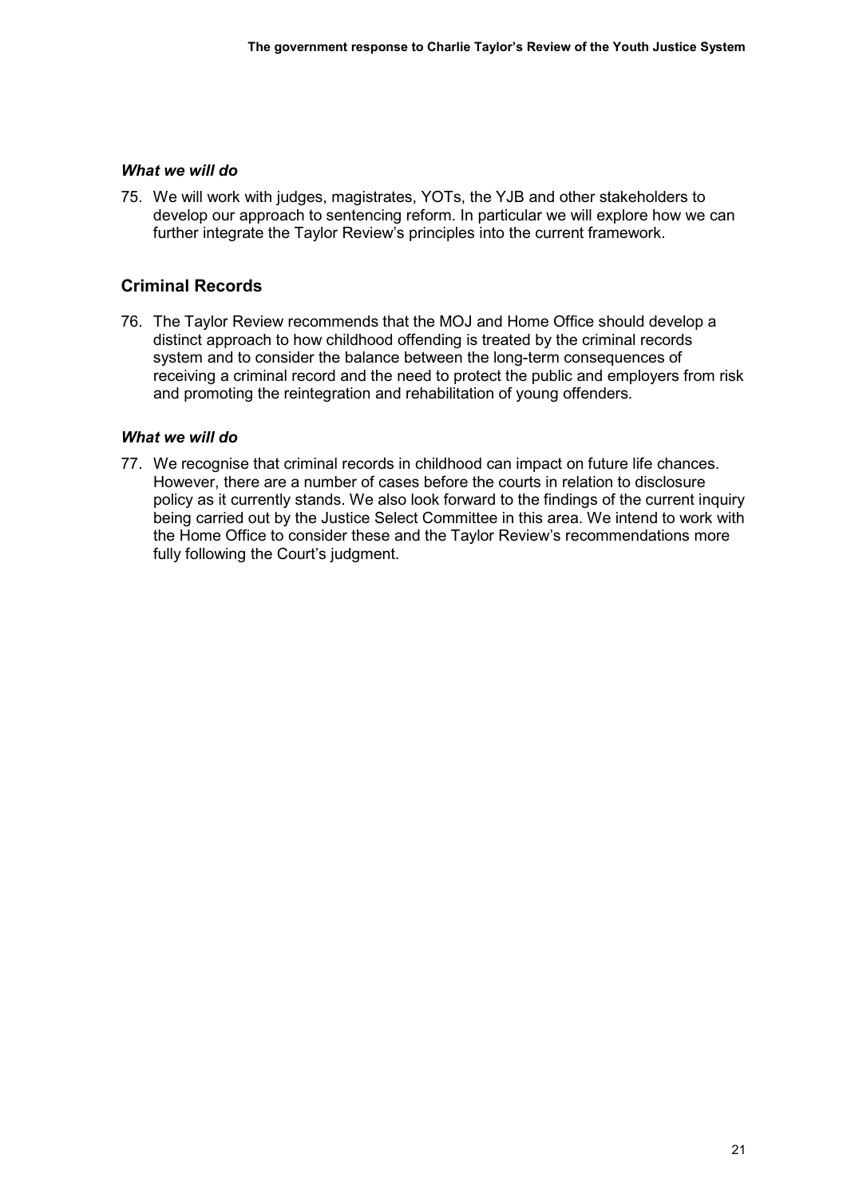### *What we will do*

75. We will work with judges, magistrates, YOTs, the YJB and other stakeholders to develop our approach to sentencing reform. In particular we will explore how we can further integrate the Taylor Review's principles into the current framework.

## Criminal Records

76. The Taylor Review recommends that the MOJ and Home Office should develop a distinct approach to how childhood offending is treated by the criminal records system and to consider the balance between the long-term consequences of receiving a criminal record and the need to protect the public and employers from risk and promoting the reintegration and rehabilitation of young offenders.

### *What we will do*

77. We recognise that criminal records in childhood can impact on future life chances. However, there are a number of cases before the courts in relation to disclosure policy as it currently stands. We also look forward to the findings of the current inquiry being carried out by the Justice Select Committee in this area. We intend to work with the Home Office to consider these and the Taylor Review's recommendations more fully following the Court's judgment.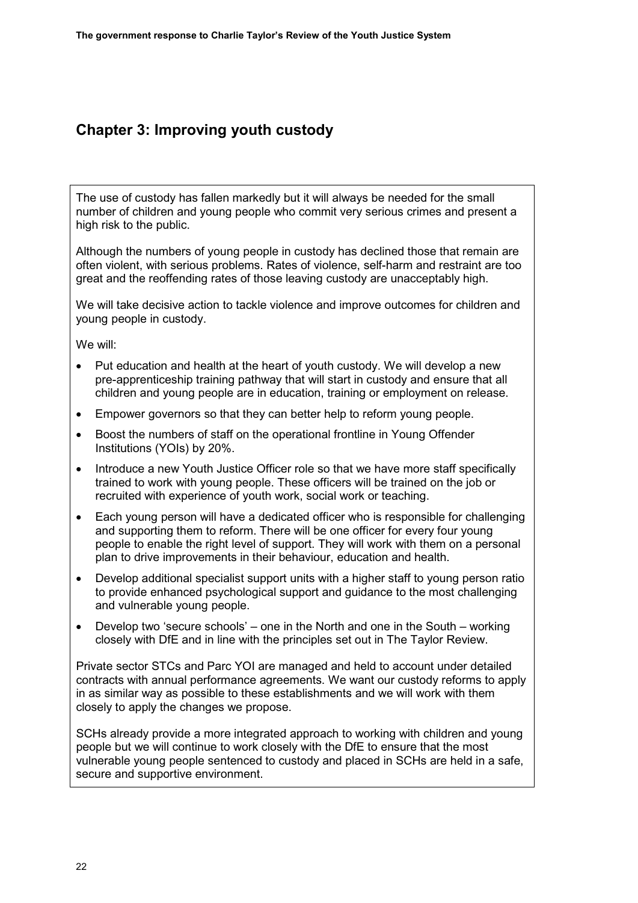## Chapter 3: Improving youth custody

The use of custody has fallen markedly but it will always be needed for the small number of children and young people who commit very serious crimes and present a high risk to the public.

Although the numbers of young people in custody has declined those that remain are often violent, with serious problems. Rates of violence, self-harm and restraint are too great and the reoffending rates of those leaving custody are unacceptably high.

We will take decisive action to tackle violence and improve outcomes for children and young people in custody.

We will:

- Put education and health at the heart of youth custody. We will develop a new pre-apprenticeship training pathway that will start in custody and ensure that all children and young people are in education, training or employment on release.
- Empower governors so that they can better help to reform young people.
- Boost the numbers of staff on the operational frontline in Young Offender Institutions (YOIs) by 20%.
- Introduce a new Youth Justice Officer role so that we have more staff specifically trained to work with young people. These officers will be trained on the job or recruited with experience of youth work, social work or teaching.
- Each young person will have a dedicated officer who is responsible for challenging and supporting them to reform. There will be one officer for every four young people to enable the right level of support. They will work with them on a personal plan to drive improvements in their behaviour, education and health.
- Develop additional specialist support units with a higher staff to young person ratio to provide enhanced psychological support and guidance to the most challenging and vulnerable young people.
- Develop two 'secure schools' – one in the North and one in the South – working closely with DfE and in line with the principles set out in The Taylor Review.

Private sector STCs and Parc YOI are managed and held to account under detailed contracts with annual performance agreements. We want our custody reforms to apply in as similar way as possible to these establishments and we will work with them closely to apply the changes we propose.

SCHs already provide a more integrated approach to working with children and young people but we will continue to work closely with the DfE to ensure that the most vulnerable young people sentenced to custody and placed in SCHs are held in a safe, secure and supportive environment.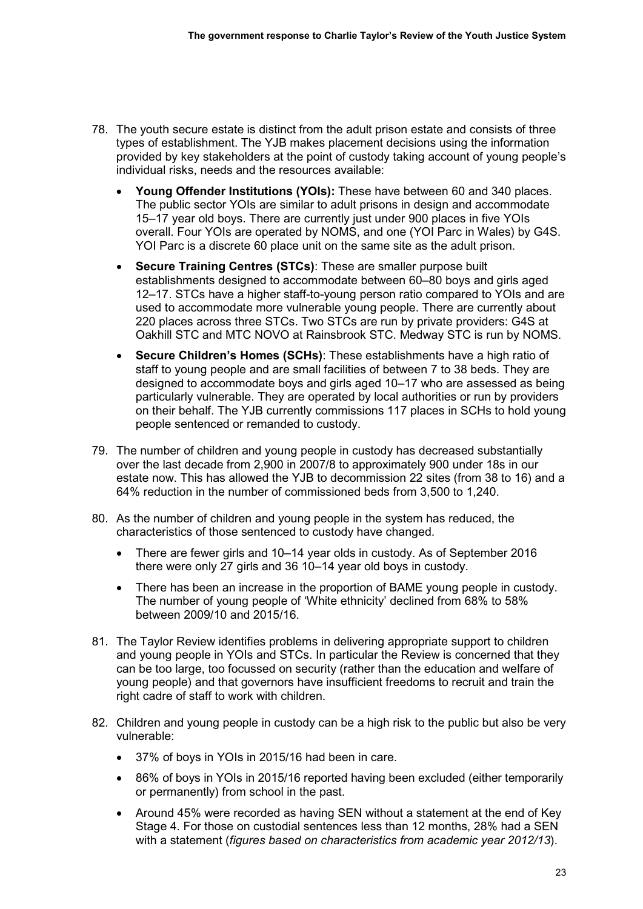78. The youth secure estate is distinct from the adult prison estate and consists of three types of establishment. The YJB makes placement decisions using the information provided by key stakeholders at the point of custody taking account of young people's individual risks, needs and the resources available:

    - **Young Offender Institutions (YOIs):** These have between 60 and 340 places. The public sector YOIs are similar to adult prisons in design and accommodate 15–17 year old boys. There are currently just under 900 places in five YOIs overall. Four YOIs are operated by NOMS, and one (YOI Parc in Wales) by G4S. YOI Parc is a discrete 60 place unit on the same site as the adult prison.
    - **Secure Training Centres (STCs)**: These are smaller purpose built establishments designed to accommodate between 60–80 boys and girls aged 12–17. STCs have a higher staff-to-young person ratio compared to YOIs and are used to accommodate more vulnerable young people. There are currently about 220 places across three STCs. Two STCs are run by private providers: G4S at Oakhill STC and MTC NOVO at Rainsbrook STC. Medway STC is run by NOMS.
    - **Secure Children's Homes (SCHs)**: These establishments have a high ratio of staff to young people and are small facilities of between 7 to 38 beds. They are designed to accommodate boys and girls aged 10–17 who are assessed as being particularly vulnerable. They are operated by local authorities or run by providers on their behalf. The YJB currently commissions 117 places in SCHs to hold young people sentenced or remanded to custody.

79. The number of children and young people in custody has decreased substantially over the last decade from 2,900 in 2007/8 to approximately 900 under 18s in our estate now. This has allowed the YJB to decommission 22 sites (from 38 to 16) and a 64% reduction in the number of commissioned beds from 3,500 to 1,240.

80. As the number of children and young people in the system has reduced, the characteristics of those sentenced to custody have changed.

    - There are fewer girls and 10–14 year olds in custody. As of September 2016 there were only 27 girls and 36 10–14 year old boys in custody.
    - There has been an increase in the proportion of BAME young people in custody. The number of young people of 'White ethnicity' declined from 68% to 58% between 2009/10 and 2015/16.

81. The Taylor Review identifies problems in delivering appropriate support to children and young people in YOIs and STCs. In particular the Review is concerned that they can be too large, too focussed on security (rather than the education and welfare of young people) and that governors have insufficient freedoms to recruit and train the right cadre of staff to work with children.

82. Children and young people in custody can be a high risk to the public but also be very vulnerable:

    - 37% of boys in YOIs in 2015/16 had been in care.
    - 86% of boys in YOIs in 2015/16 reported having been excluded (either temporarily or permanently) from school in the past.
    - Around 45% were recorded as having SEN without a statement at the end of Key Stage 4. For those on custodial sentences less than 12 months, 28% had a SEN with a statement (*figures based on characteristics from academic year 2012/13*).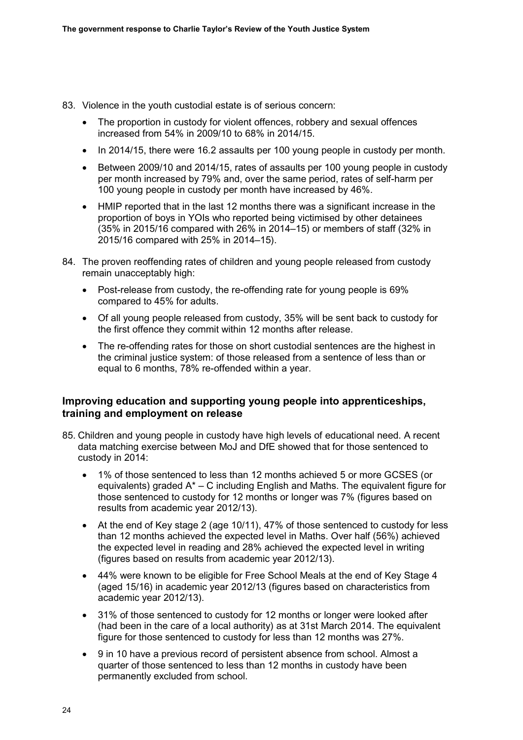83. Violence in the youth custodial estate is of serious concern:

    - The proportion in custody for violent offences, robbery and sexual offences increased from 54% in 2009/10 to 68% in 2014/15.
    - In 2014/15, there were 16.2 assaults per 100 young people in custody per month.
    - Between 2009/10 and 2014/15, rates of assaults per 100 young people in custody per month increased by 79% and, over the same period, rates of self-harm per 100 young people in custody per month have increased by 46%.
    - HMIP reported that in the last 12 months there was a significant increase in the proportion of boys in YOIs who reported being victimised by other detainees (35% in 2015/16 compared with 26% in 2014–15) or members of staff (32% in 2015/16 compared with 25% in 2014–15).

84. The proven reoffending rates of children and young people released from custody remain unacceptably high:

    - Post-release from custody, the re-offending rate for young people is 69% compared to 45% for adults.
    - Of all young people released from custody, 35% will be sent back to custody for the first offence they commit within 12 months after release.
    - The re-offending rates for those on short custodial sentences are the highest in the criminal justice system: of those released from a sentence of less than or equal to 6 months, 78% re-offended within a year.

### Improving education and supporting young people into apprenticeships, training and employment on release

85. Children and young people in custody have high levels of educational need. A recent data matching exercise between MoJ and DfE showed that for those sentenced to custody in 2014:

    - 1% of those sentenced to less than 12 months achieved 5 or more GCSES (or equivalents) graded A* – C including English and Maths. The equivalent figure for those sentenced to custody for 12 months or longer was 7% (figures based on results from academic year 2012/13).
    - At the end of Key stage 2 (age 10/11), 47% of those sentenced to custody for less than 12 months achieved the expected level in Maths. Over half (56%) achieved the expected level in reading and 28% achieved the expected level in writing (figures based on results from academic year 2012/13).
    - 44% were known to be eligible for Free School Meals at the end of Key Stage 4 (aged 15/16) in academic year 2012/13 (figures based on characteristics from academic year 2012/13).
    - 31% of those sentenced to custody for 12 months or longer were looked after (had been in the care of a local authority) as at 31st March 2014. The equivalent figure for those sentenced to custody for less than 12 months was 27%.
    - 9 in 10 have a previous record of persistent absence from school. Almost a quarter of those sentenced to less than 12 months in custody have been permanently excluded from school.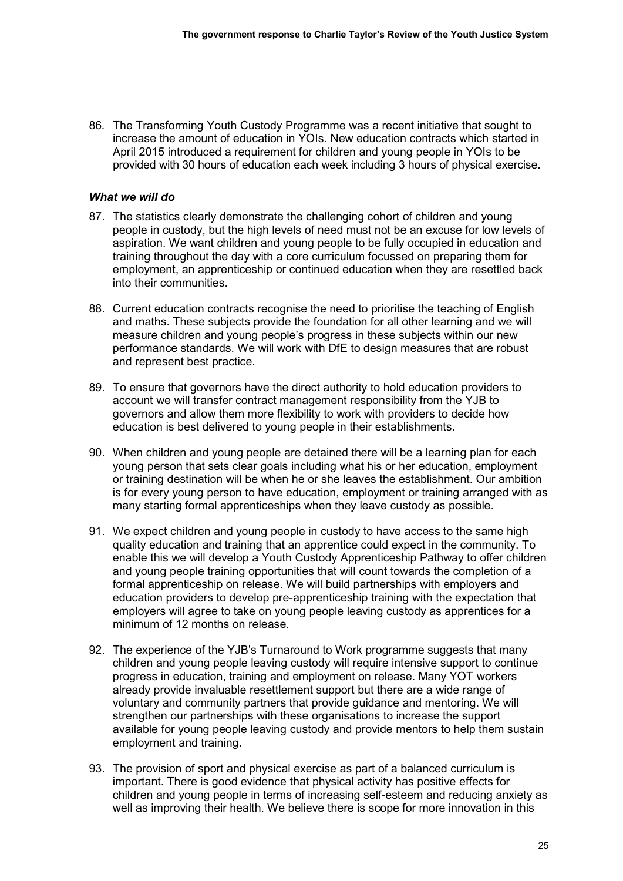86. The Transforming Youth Custody Programme was a recent initiative that sought to increase the amount of education in YOIs. New education contracts which started in April 2015 introduced a requirement for children and young people in YOIs to be provided with 30 hours of education each week including 3 hours of physical exercise.

***What we will do***

87. The statistics clearly demonstrate the challenging cohort of children and young people in custody, but the high levels of need must not be an excuse for low levels of aspiration. We want children and young people to be fully occupied in education and training throughout the day with a core curriculum focussed on preparing them for employment, an apprenticeship or continued education when they are resettled back into their communities.

88. Current education contracts recognise the need to prioritise the teaching of English and maths. These subjects provide the foundation for all other learning and we will measure children and young people's progress in these subjects within our new performance standards. We will work with DfE to design measures that are robust and represent best practice.

89. To ensure that governors have the direct authority to hold education providers to account we will transfer contract management responsibility from the YJB to governors and allow them more flexibility to work with providers to decide how education is best delivered to young people in their establishments.

90. When children and young people are detained there will be a learning plan for each young person that sets clear goals including what his or her education, employment or training destination will be when he or she leaves the establishment. Our ambition is for every young person to have education, employment or training arranged with as many starting formal apprenticeships when they leave custody as possible.

91. We expect children and young people in custody to have access to the same high quality education and training that an apprentice could expect in the community. To enable this we will develop a Youth Custody Apprenticeship Pathway to offer children and young people training opportunities that will count towards the completion of a formal apprenticeship on release. We will build partnerships with employers and education providers to develop pre-apprenticeship training with the expectation that employers will agree to take on young people leaving custody as apprentices for a minimum of 12 months on release.

92. The experience of the YJB's Turnaround to Work programme suggests that many children and young people leaving custody will require intensive support to continue progress in education, training and employment on release. Many YOT workers already provide invaluable resettlement support but there are a wide range of voluntary and community partners that provide guidance and mentoring. We will strengthen our partnerships with these organisations to increase the support available for young people leaving custody and provide mentors to help them sustain employment and training.

93. The provision of sport and physical exercise as part of a balanced curriculum is important. There is good evidence that physical activity has positive effects for children and young people in terms of increasing self-esteem and reducing anxiety as well as improving their health. We believe there is scope for more innovation in this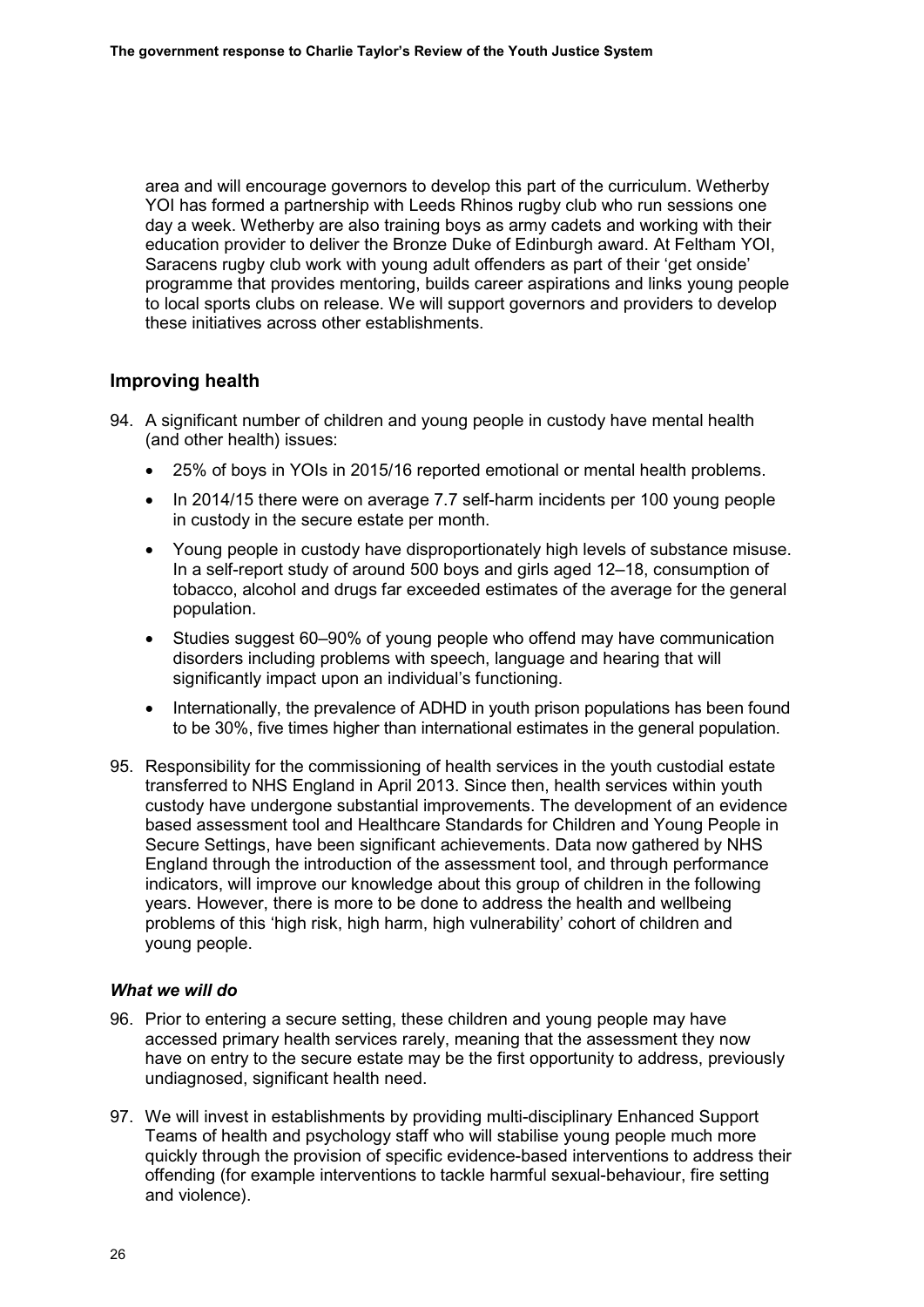area and will encourage governors to develop this part of the curriculum. Wetherby YOI has formed a partnership with Leeds Rhinos rugby club who run sessions one day a week. Wetherby are also training boys as army cadets and working with their education provider to deliver the Bronze Duke of Edinburgh award. At Feltham YOI, Saracens rugby club work with young adult offenders as part of their 'get onside' programme that provides mentoring, builds career aspirations and links young people to local sports clubs on release. We will support governors and providers to develop these initiatives across other establishments.

## Improving health

94. A significant number of children and young people in custody have mental health (and other health) issues:
    - 25% of boys in YOIs in 2015/16 reported emotional or mental health problems.
    - In 2014/15 there were on average 7.7 self-harm incidents per 100 young people in custody in the secure estate per month.
    - Young people in custody have disproportionately high levels of substance misuse. In a self-report study of around 500 boys and girls aged 12–18, consumption of tobacco, alcohol and drugs far exceeded estimates of the average for the general population.
    - Studies suggest 60–90% of young people who offend may have communication disorders including problems with speech, language and hearing that will significantly impact upon an individual's functioning.
    - Internationally, the prevalence of ADHD in youth prison populations has been found to be 30%, five times higher than international estimates in the general population.

95. Responsibility for the commissioning of health services in the youth custodial estate transferred to NHS England in April 2013. Since then, health services within youth custody have undergone substantial improvements. The development of an evidence based assessment tool and Healthcare Standards for Children and Young People in Secure Settings, have been significant achievements. Data now gathered by NHS England through the introduction of the assessment tool, and through performance indicators, will improve our knowledge about this group of children in the following years. However, there is more to be done to address the health and wellbeing problems of this 'high risk, high harm, high vulnerability' cohort of children and young people.

### *What we will do*

96. Prior to entering a secure setting, these children and young people may have accessed primary health services rarely, meaning that the assessment they now have on entry to the secure estate may be the first opportunity to address, previously undiagnosed, significant health need.

97. We will invest in establishments by providing multi-disciplinary Enhanced Support Teams of health and psychology staff who will stabilise young people much more quickly through the provision of specific evidence-based interventions to address their offending (for example interventions to tackle harmful sexual-behaviour, fire setting and violence).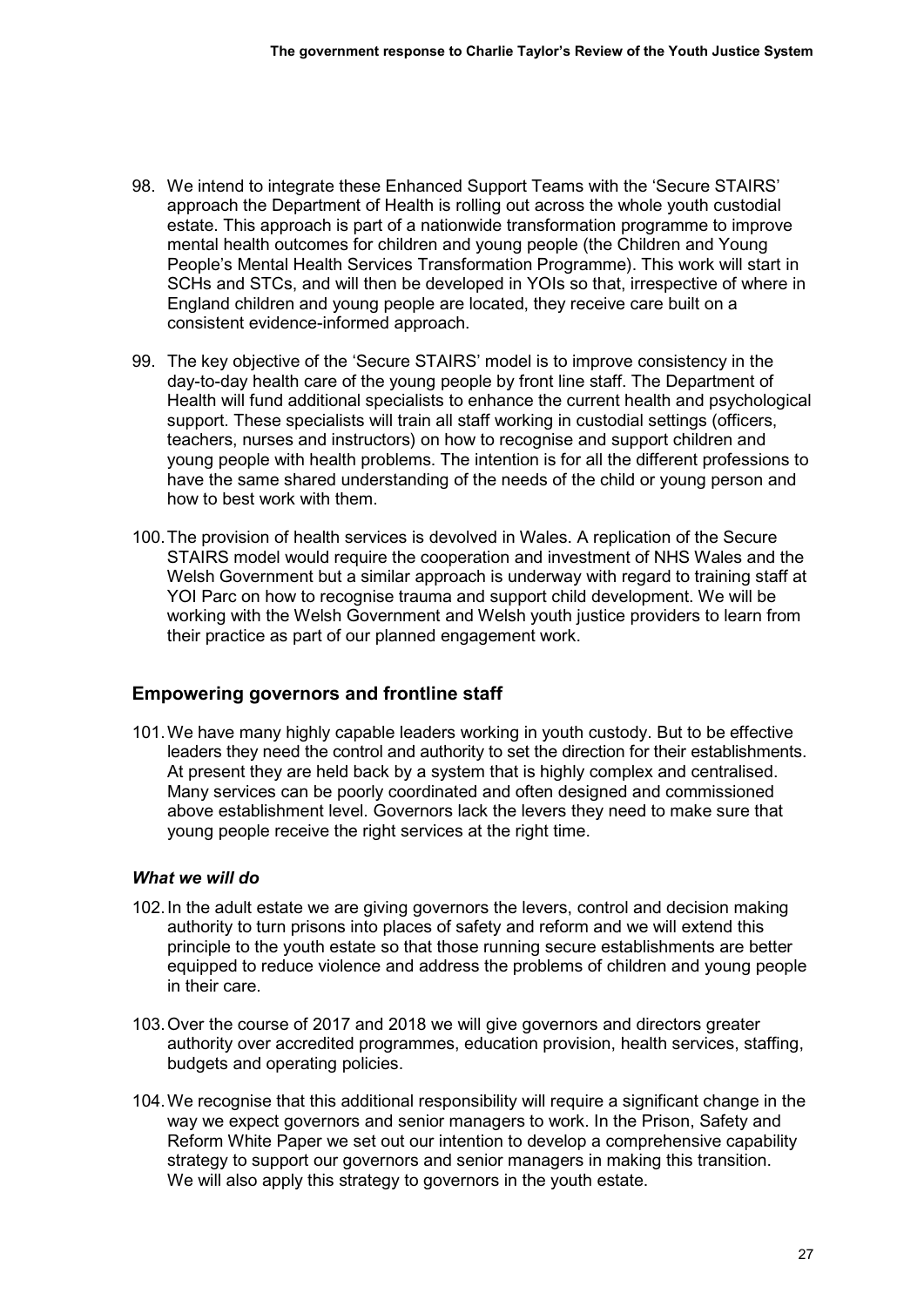98. We intend to integrate these Enhanced Support Teams with the 'Secure STAIRS' approach the Department of Health is rolling out across the whole youth custodial estate. This approach is part of a nationwide transformation programme to improve mental health outcomes for children and young people (the Children and Young People's Mental Health Services Transformation Programme). This work will start in SCHs and STCs, and will then be developed in YOIs so that, irrespective of where in England children and young people are located, they receive care built on a consistent evidence-informed approach.

99. The key objective of the 'Secure STAIRS' model is to improve consistency in the day-to-day health care of the young people by front line staff. The Department of Health will fund additional specialists to enhance the current health and psychological support. These specialists will train all staff working in custodial settings (officers, teachers, nurses and instructors) on how to recognise and support children and young people with health problems. The intention is for all the different professions to have the same shared understanding of the needs of the child or young person and how to best work with them.

100. The provision of health services is devolved in Wales. A replication of the Secure STAIRS model would require the cooperation and investment of NHS Wales and the Welsh Government but a similar approach is underway with regard to training staff at YOI Parc on how to recognise trauma and support child development. We will be working with the Welsh Government and Welsh youth justice providers to learn from their practice as part of our planned engagement work.

## Empowering governors and frontline staff

101. We have many highly capable leaders working in youth custody. But to be effective leaders they need the control and authority to set the direction for their establishments. At present they are held back by a system that is highly complex and centralised. Many services can be poorly coordinated and often designed and commissioned above establishment level. Governors lack the levers they need to make sure that young people receive the right services at the right time.

### *What we will do*

102. In the adult estate we are giving governors the levers, control and decision making authority to turn prisons into places of safety and reform and we will extend this principle to the youth estate so that those running secure establishments are better equipped to reduce violence and address the problems of children and young people in their care.

103. Over the course of 2017 and 2018 we will give governors and directors greater authority over accredited programmes, education provision, health services, staffing, budgets and operating policies.

104. We recognise that this additional responsibility will require a significant change in the way we expect governors and senior managers to work. In the Prison, Safety and Reform White Paper we set out our intention to develop a comprehensive capability strategy to support our governors and senior managers in making this transition. We will also apply this strategy to governors in the youth estate.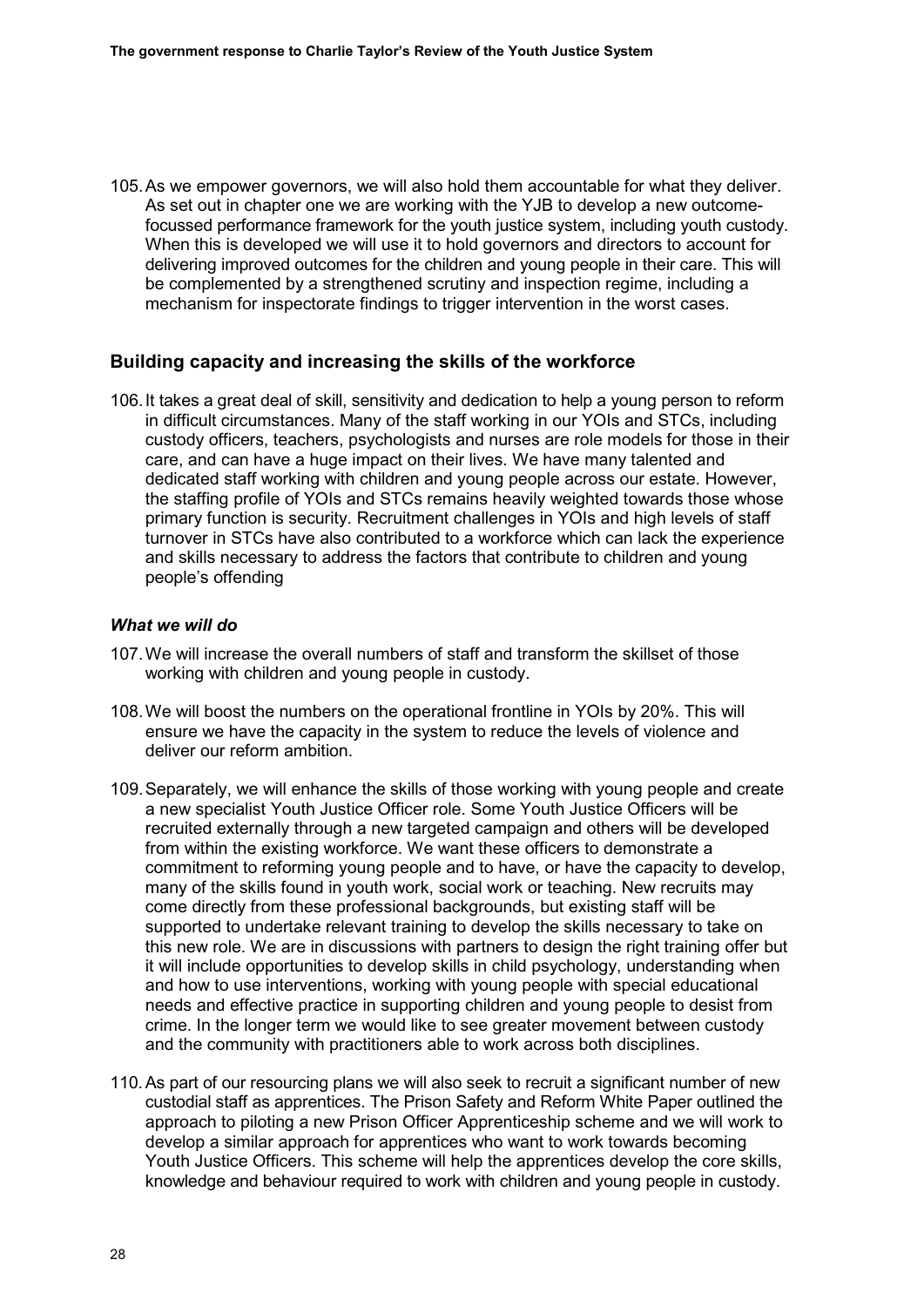105. As we empower governors, we will also hold them accountable for what they deliver. As set out in chapter one we are working with the YJB to develop a new outcome-focussed performance framework for the youth justice system, including youth custody. When this is developed we will use it to hold governors and directors to account for delivering improved outcomes for the children and young people in their care. This will be complemented by a strengthened scrutiny and inspection regime, including a mechanism for inspectorate findings to trigger intervention in the worst cases.

## Building capacity and increasing the skills of the workforce

106. It takes a great deal of skill, sensitivity and dedication to help a young person to reform in difficult circumstances. Many of the staff working in our YOIs and STCs, including custody officers, teachers, psychologists and nurses are role models for those in their care, and can have a huge impact on their lives. We have many talented and dedicated staff working with children and young people across our estate. However, the staffing profile of YOIs and STCs remains heavily weighted towards those whose primary function is security. Recruitment challenges in YOIs and high levels of staff turnover in STCs have also contributed to a workforce which can lack the experience and skills necessary to address the factors that contribute to children and young people's offending

### *What we will do*

107. We will increase the overall numbers of staff and transform the skillset of those working with children and young people in custody.

108. We will boost the numbers on the operational frontline in YOIs by 20%. This will ensure we have the capacity in the system to reduce the levels of violence and deliver our reform ambition.

109. Separately, we will enhance the skills of those working with young people and create a new specialist Youth Justice Officer role. Some Youth Justice Officers will be recruited externally through a new targeted campaign and others will be developed from within the existing workforce. We want these officers to demonstrate a commitment to reforming young people and to have, or have the capacity to develop, many of the skills found in youth work, social work or teaching. New recruits may come directly from these professional backgrounds, but existing staff will be supported to undertake relevant training to develop the skills necessary to take on this new role. We are in discussions with partners to design the right training offer but it will include opportunities to develop skills in child psychology, understanding when and how to use interventions, working with young people with special educational needs and effective practice in supporting children and young people to desist from crime. In the longer term we would like to see greater movement between custody and the community with practitioners able to work across both disciplines.

110. As part of our resourcing plans we will also seek to recruit a significant number of new custodial staff as apprentices. The Prison Safety and Reform White Paper outlined the approach to piloting a new Prison Officer Apprenticeship scheme and we will work to develop a similar approach for apprentices who want to work towards becoming Youth Justice Officers. This scheme will help the apprentices develop the core skills, knowledge and behaviour required to work with children and young people in custody.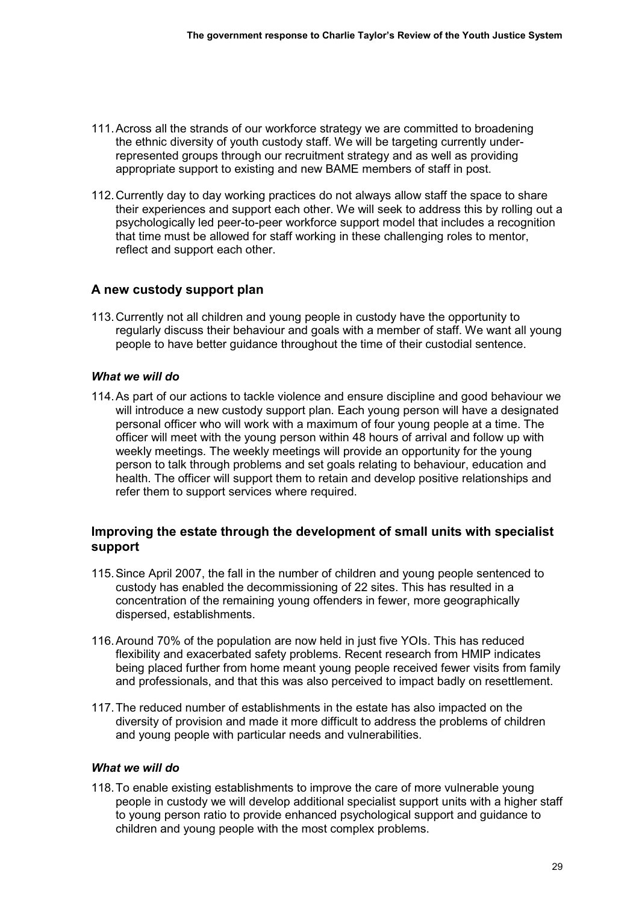111. Across all the strands of our workforce strategy we are committed to broadening the ethnic diversity of youth custody staff. We will be targeting currently under-represented groups through our recruitment strategy and as well as providing appropriate support to existing and new BAME members of staff in post.

112. Currently day to day working practices do not always allow staff the space to share their experiences and support each other. We will seek to address this by rolling out a psychologically led peer-to-peer workforce support model that includes a recognition that time must be allowed for staff working in these challenging roles to mentor, reflect and support each other.

## A new custody support plan

113. Currently not all children and young people in custody have the opportunity to regularly discuss their behaviour and goals with a member of staff. We want all young people to have better guidance throughout the time of their custodial sentence.

### *What we will do*

114. As part of our actions to tackle violence and ensure discipline and good behaviour we will introduce a new custody support plan. Each young person will have a designated personal officer who will work with a maximum of four young people at a time. The officer will meet with the young person within 48 hours of arrival and follow up with weekly meetings. The weekly meetings will provide an opportunity for the young person to talk through problems and set goals relating to behaviour, education and health. The officer will support them to retain and develop positive relationships and refer them to support services where required.

## Improving the estate through the development of small units with specialist support

115. Since April 2007, the fall in the number of children and young people sentenced to custody has enabled the decommissioning of 22 sites. This has resulted in a concentration of the remaining young offenders in fewer, more geographically dispersed, establishments.

116. Around 70% of the population are now held in just five YOIs. This has reduced flexibility and exacerbated safety problems. Recent research from HMIP indicates being placed further from home meant young people received fewer visits from family and professionals, and that this was also perceived to impact badly on resettlement.

117. The reduced number of establishments in the estate has also impacted on the diversity of provision and made it more difficult to address the problems of children and young people with particular needs and vulnerabilities.

### *What we will do*

118. To enable existing establishments to improve the care of more vulnerable young people in custody we will develop additional specialist support units with a higher staff to young person ratio to provide enhanced psychological support and guidance to children and young people with the most complex problems.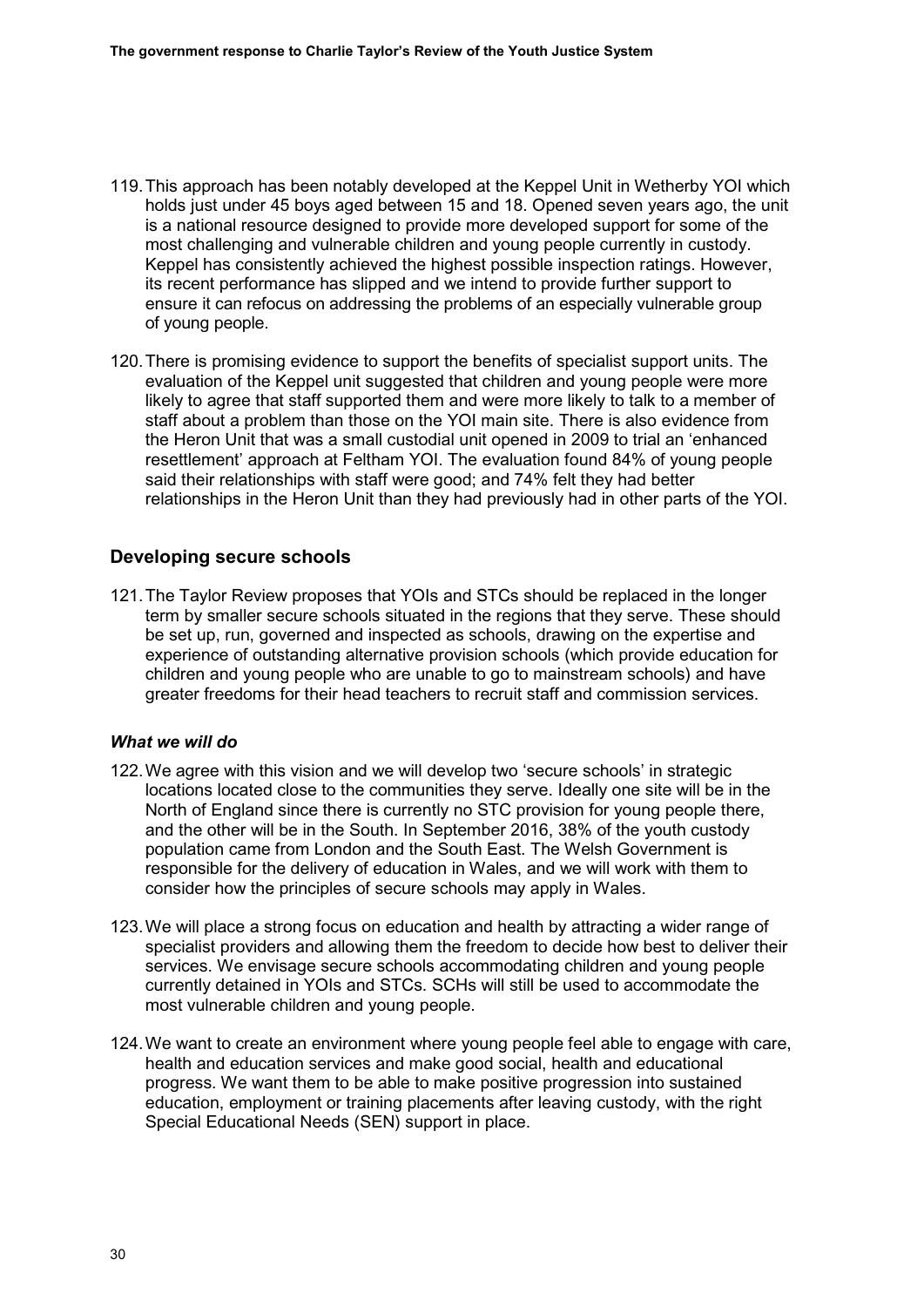119. This approach has been notably developed at the Keppel Unit in Wetherby YOI which holds just under 45 boys aged between 15 and 18. Opened seven years ago, the unit is a national resource designed to provide more developed support for some of the most challenging and vulnerable children and young people currently in custody. Keppel has consistently achieved the highest possible inspection ratings. However, its recent performance has slipped and we intend to provide further support to ensure it can refocus on addressing the problems of an especially vulnerable group of young people.

120. There is promising evidence to support the benefits of specialist support units. The evaluation of the Keppel unit suggested that children and young people were more likely to agree that staff supported them and were more likely to talk to a member of staff about a problem than those on the YOI main site. There is also evidence from the Heron Unit that was a small custodial unit opened in 2009 to trial an 'enhanced resettlement' approach at Feltham YOI. The evaluation found 84% of young people said their relationships with staff were good; and 74% felt they had better relationships in the Heron Unit than they had previously had in other parts of the YOI.

## Developing secure schools

121. The Taylor Review proposes that YOIs and STCs should be replaced in the longer term by smaller secure schools situated in the regions that they serve. These should be set up, run, governed and inspected as schools, drawing on the expertise and experience of outstanding alternative provision schools (which provide education for children and young people who are unable to go to mainstream schools) and have greater freedoms for their head teachers to recruit staff and commission services.

### *What we will do*

122. We agree with this vision and we will develop two 'secure schools' in strategic locations located close to the communities they serve. Ideally one site will be in the North of England since there is currently no STC provision for young people there, and the other will be in the South. In September 2016, 38% of the youth custody population came from London and the South East. The Welsh Government is responsible for the delivery of education in Wales, and we will work with them to consider how the principles of secure schools may apply in Wales.

123. We will place a strong focus on education and health by attracting a wider range of specialist providers and allowing them the freedom to decide how best to deliver their services. We envisage secure schools accommodating children and young people currently detained in YOIs and STCs. SCHs will still be used to accommodate the most vulnerable children and young people.

124. We want to create an environment where young people feel able to engage with care, health and education services and make good social, health and educational progress. We want them to be able to make positive progression into sustained education, employment or training placements after leaving custody, with the right Special Educational Needs (SEN) support in place.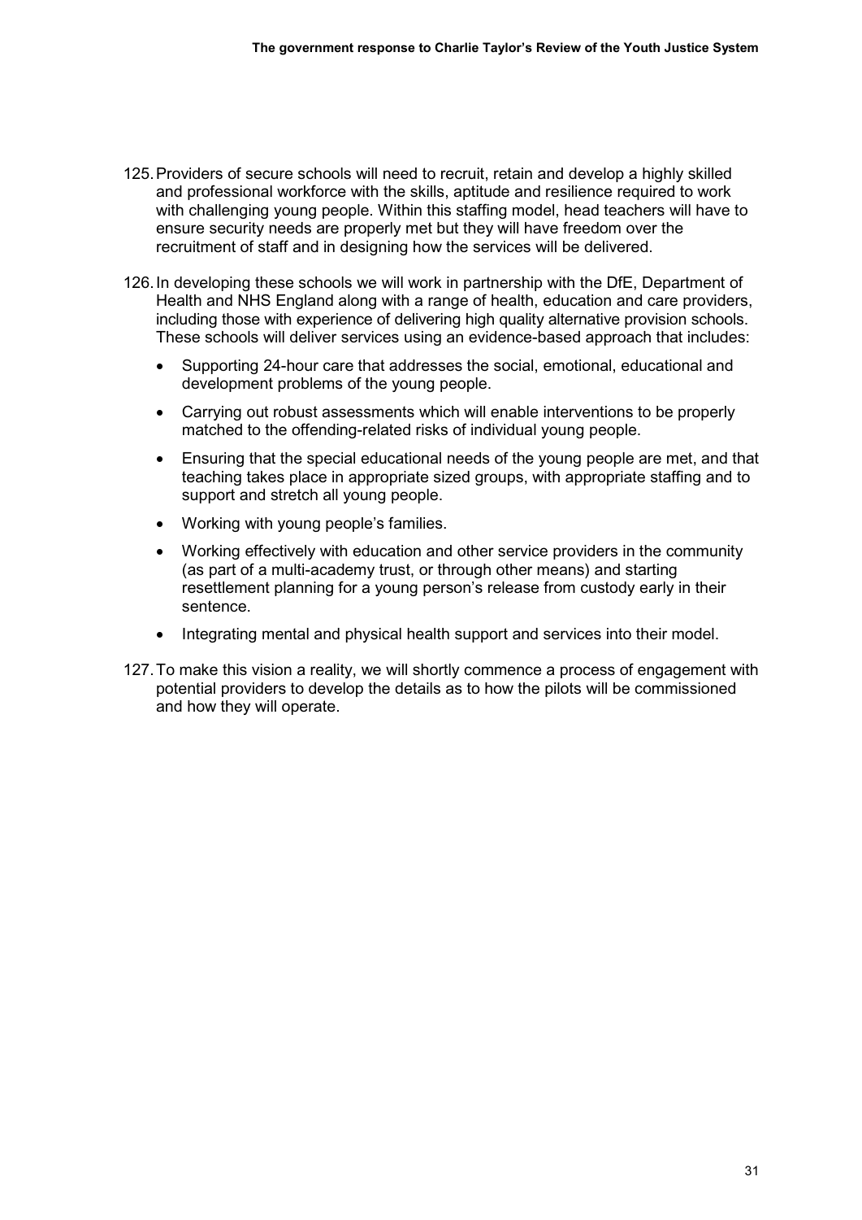125. Providers of secure schools will need to recruit, retain and develop a highly skilled and professional workforce with the skills, aptitude and resilience required to work with challenging young people. Within this staffing model, head teachers will have to ensure security needs are properly met but they will have freedom over the recruitment of staff and in designing how the services will be delivered.

126. In developing these schools we will work in partnership with the DfE, Department of Health and NHS England along with a range of health, education and care providers, including those with experience of delivering high quality alternative provision schools. These schools will deliver services using an evidence-based approach that includes:

- Supporting 24-hour care that addresses the social, emotional, educational and development problems of the young people.
- Carrying out robust assessments which will enable interventions to be properly matched to the offending-related risks of individual young people.
- Ensuring that the special educational needs of the young people are met, and that teaching takes place in appropriate sized groups, with appropriate staffing and to support and stretch all young people.
- Working with young people's families.
- Working effectively with education and other service providers in the community (as part of a multi-academy trust, or through other means) and starting resettlement planning for a young person's release from custody early in their sentence.
- Integrating mental and physical health support and services into their model.

127. To make this vision a reality, we will shortly commence a process of engagement with potential providers to develop the details as to how the pilots will be commissioned and how they will operate.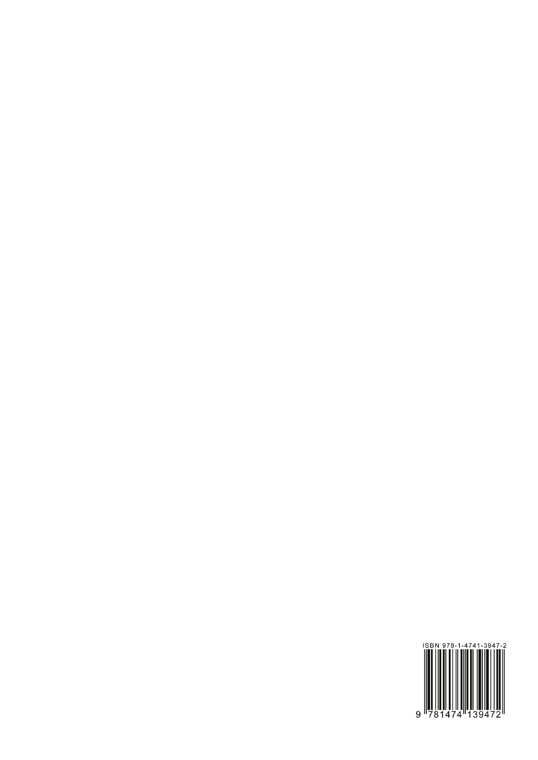ISBN 978-1-4741-3947-2

9 781474 139472